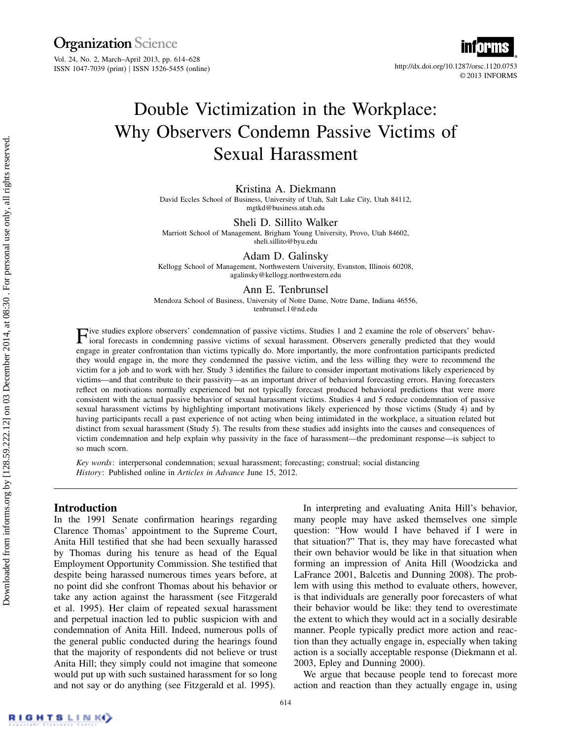# Double Victimization in the Workplace: Why Observers Condemn Passive Victims of Sexual Harassment

**Kristina A. Diekmann**
David Eccles School of Business, University of Utah, Salt Lake City, Utah 84112, mgtkd@business.utah.edu

**Sheli D. Sillito Walker**
Marriott School of Management, Brigham Young University, Provo, Utah 84602, sheli.sillito@byu.edu

**Adam D. Galinsky**
Kellogg School of Management, Northwestern University, Evanston, Illinois 60208, agalinsky@kellogg.northwestern.edu

**Ann E. Tenbrunsel**
Mendoza School of Business, University of Notre Dame, Notre Dame, Indiana 46556, tenbrunsel.1@nd.edu

Five studies explore observers' condemnation of passive victims. Studies 1 and 2 examine the role of observers' behavioral forecasts in condemning passive victims of sexual harassment. Observers generally predicted that they would engage in greater confrontation than victims typically do. More importantly, the more confrontation participants predicted they would engage in, the more they condemned the passive victim, and the less willing they were to recommend the victim for a job and to work with her. Study 3 identifies the failure to consider important motivations likely experienced by victims—and that contribute to their passivity—as an important driver of behavioral forecasting errors. Having forecasters reflect on motivations normally experienced but not typically forecast produced behavioral predictions that were more consistent with the actual passive behavior of sexual harassment victims. Studies 4 and 5 reduce condemnation of passive sexual harassment victims by highlighting important motivations likely experienced by those victims (Study 4) and by having participants recall a past experience of not acting when being intimidated in the workplace, a situation related but distinct from sexual harassment (Study 5). The results from these studies add insights into the causes and consequences of victim condemnation and help explain why passivity in the face of harassment—the predominant response—is subject to so much scorn.

*Key words*: interpersonal condemnation; sexual harassment; forecasting; construal; social distancing
*History*: Published online in *Articles in Advance* June 15, 2012.

## Introduction

In the 1991 Senate confirmation hearings regarding Clarence Thomas' appointment to the Supreme Court, Anita Hill testified that she had been sexually harassed by Thomas during his tenure as head of the Equal Employment Opportunity Commission. She testified that despite being harassed numerous times years before, at no point did she confront Thomas about his behavior or take any action against the harassment (see Fitzgerald et al. 1995). Her claim of repeated sexual harassment and perpetual inaction led to public suspicion with and condemnation of Anita Hill. Indeed, numerous polls of the general public conducted during the hearings found that the majority of respondents did not believe or trust Anita Hill; they simply could not imagine that someone would put up with such sustained harassment for so long and not say or do anything (see Fitzgerald et al. 1995).

In interpreting and evaluating Anita Hill's behavior, many people may have asked themselves one simple question: "How would I have behaved if I were in that situation?" That is, they may have forecasted what their own behavior would be like in that situation when forming an impression of Anita Hill (Woodzicka and LaFrance 2001, Balcetis and Dunning 2008). The problem with using this method to evaluate others, however, is that individuals are generally poor forecasters of what their behavior would be like: they tend to overestimate the extent to which they would act in a socially desirable manner. People typically predict more action and reaction than they actually engage in, especially when taking action is a socially acceptable response (Diekmann et al. 2003, Epley and Dunning 2000).

We argue that because people tend to forecast more action and reaction than they actually engage in, using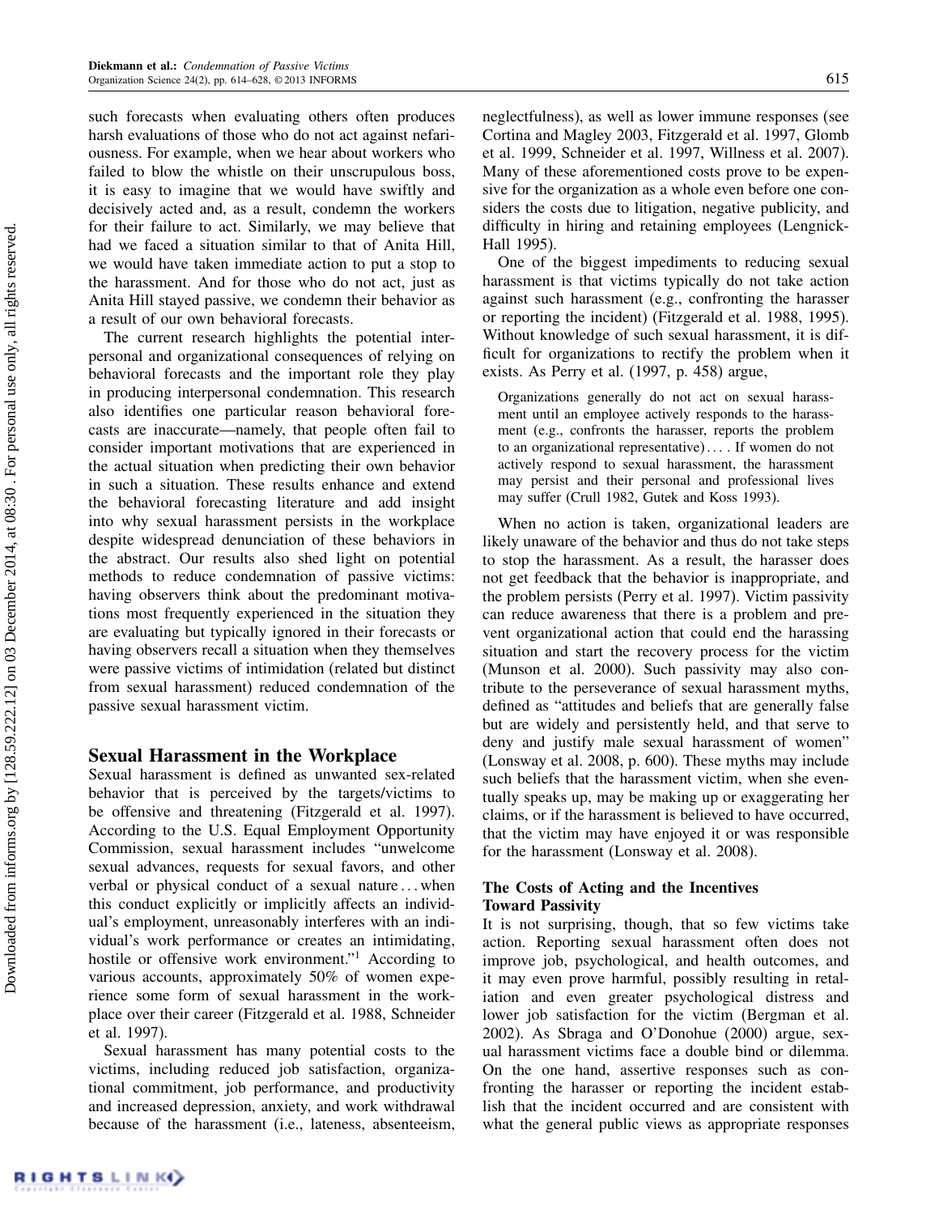such forecasts when evaluating others often produces harsh evaluations of those who do not act against nefariousness. For example, when we hear about workers who failed to blow the whistle on their unscrupulous boss, it is easy to imagine that we would have swiftly and decisively acted and, as a result, condemn the workers for their failure to act. Similarly, we may believe that had we faced a situation similar to that of Anita Hill, we would have taken immediate action to put a stop to the harassment. And for those who do not act, just as Anita Hill stayed passive, we condemn their behavior as a result of our own behavioral forecasts.

The current research highlights the potential interpersonal and organizational consequences of relying on behavioral forecasts and the important role they play in producing interpersonal condemnation. This research also identifies one particular reason behavioral forecasts are inaccurate—namely, that people often fail to consider important motivations that are experienced in the actual situation when predicting their own behavior in such a situation. These results enhance and extend the behavioral forecasting literature and add insight into why sexual harassment persists in the workplace despite widespread denunciation of these behaviors in the abstract. Our results also shed light on potential methods to reduce condemnation of passive victims: having observers think about the predominant motivations most frequently experienced in the situation they are evaluating but typically ignored in their forecasts or having observers recall a situation when they themselves were passive victims of intimidation (related but distinct from sexual harassment) reduced condemnation of the passive sexual harassment victim.

## Sexual Harassment in the Workplace

Sexual harassment is defined as unwanted sex-related behavior that is perceived by the targets/victims to be offensive and threatening (Fitzgerald et al. 1997). According to the U.S. Equal Employment Opportunity Commission, sexual harassment includes "unwelcome sexual advances, requests for sexual favors, and other verbal or physical conduct of a sexual nature . . . when this conduct explicitly or implicitly affects an individual's employment, unreasonably interferes with an individual's work performance or creates an intimidating, hostile or offensive work environment."[1] According to various accounts, approximately 50% of women experience some form of sexual harassment in the workplace over their career (Fitzgerald et al. 1988, Schneider et al. 1997).

Sexual harassment has many potential costs to the victims, including reduced job satisfaction, organizational commitment, job performance, and productivity and increased depression, anxiety, and work withdrawal because of the harassment (i.e., lateness, absenteeism, neglectfulness), as well as lower immune responses (see Cortina and Magley 2003, Fitzgerald et al. 1997, Glomb et al. 1999, Schneider et al. 1997, Willness et al. 2007). Many of these aforementioned costs prove to be expensive for the organization as a whole even before one considers the costs due to litigation, negative publicity, and difficulty in hiring and retaining employees (Lengnick-Hall 1995).

One of the biggest impediments to reducing sexual harassment is that victims typically do not take action against such harassment (e.g., confronting the harasser or reporting the incident) (Fitzgerald et al. 1988, 1995). Without knowledge of such sexual harassment, it is difficult for organizations to rectify the problem when it exists. As Perry et al. (1997, p. 458) argue,

> Organizations generally do not act on sexual harassment until an employee actively responds to the harassment (e.g., confronts the harasser, reports the problem to an organizational representative) . . . . If women do not actively respond to sexual harassment, the harassment may persist and their personal and professional lives may suffer (Crull 1982, Gutek and Koss 1993).

When no action is taken, organizational leaders are likely unaware of the behavior and thus do not take steps to stop the harassment. As a result, the harasser does not get feedback that the behavior is inappropriate, and the problem persists (Perry et al. 1997). Victim passivity can reduce awareness that there is a problem and prevent organizational action that could end the harassing situation and start the recovery process for the victim (Munson et al. 2000). Such passivity may also contribute to the perseverance of sexual harassment myths, defined as "attitudes and beliefs that are generally false but are widely and persistently held, and that serve to deny and justify male sexual harassment of women" (Lonsway et al. 2008, p. 600). These myths may include such beliefs that the harassment victim, when she eventually speaks up, may be making up or exaggerating her claims, or if the harassment is believed to have occurred, that the victim may have enjoyed it or was responsible for the harassment (Lonsway et al. 2008).

### The Costs of Acting and the Incentives Toward Passivity

It is not surprising, though, that so few victims take action. Reporting sexual harassment often does not improve job, psychological, and health outcomes, and it may even prove harmful, possibly resulting in retaliation and even greater psychological distress and lower job satisfaction for the victim (Bergman et al. 2002). As Sbraga and O'Donohue (2000) argue, sexual harassment victims face a double bind or dilemma. On the one hand, assertive responses such as confronting the harasser or reporting the incident establish that the incident occurred and are consistent with what the general public views as appropriate responses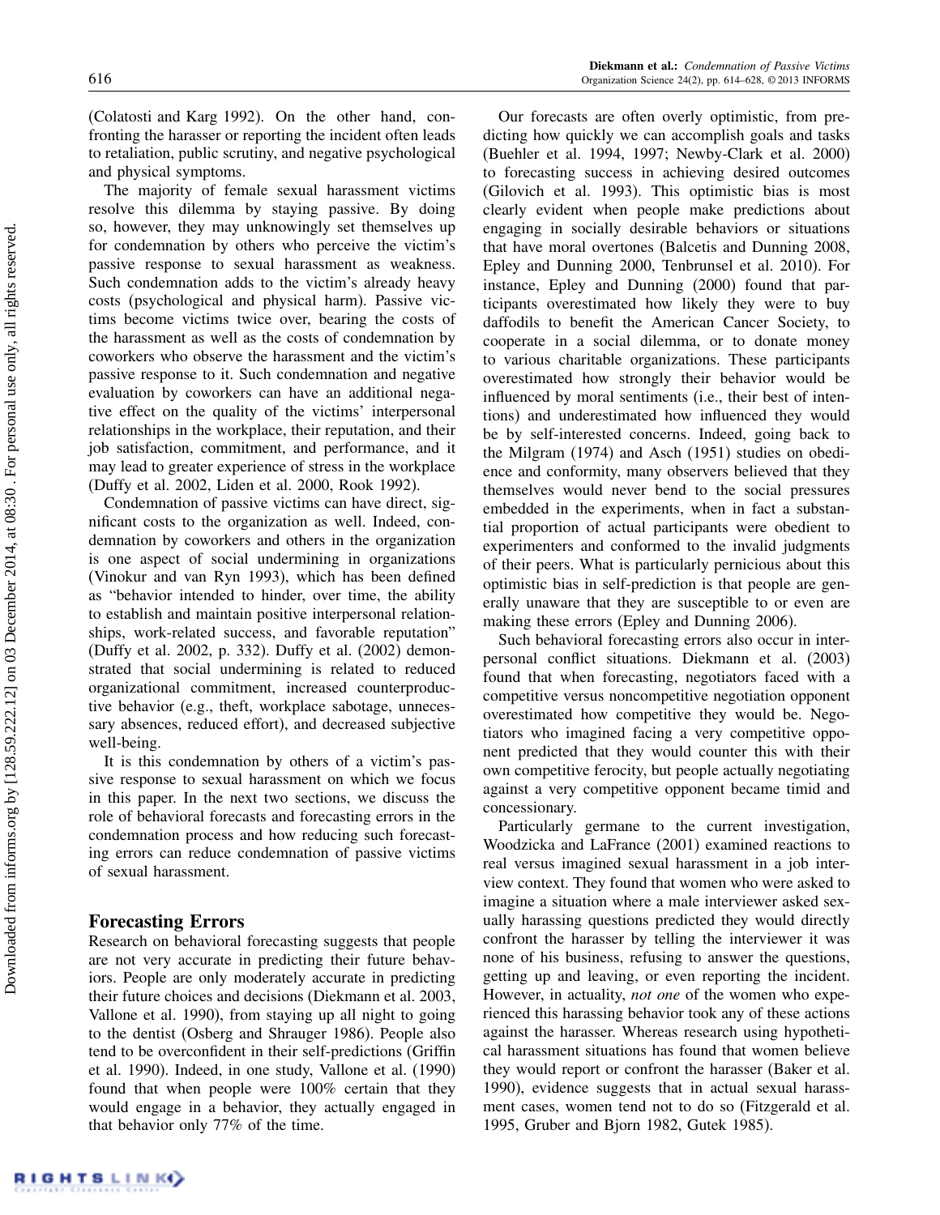(Colatosti and Karg 1992). On the other hand, confronting the harasser or reporting the incident often leads to retaliation, public scrutiny, and negative psychological and physical symptoms.

The majority of female sexual harassment victims resolve this dilemma by staying passive. By doing so, however, they may unknowingly set themselves up for condemnation by others who perceive the victim's passive response to sexual harassment as weakness. Such condemnation adds to the victim's already heavy costs (psychological and physical harm). Passive victims become victims twice over, bearing the costs of the harassment as well as the costs of condemnation by coworkers who observe the harassment and the victim's passive response to it. Such condemnation and negative evaluation by coworkers can have an additional negative effect on the quality of the victims' interpersonal relationships in the workplace, their reputation, and their job satisfaction, commitment, and performance, and it may lead to greater experience of stress in the workplace (Duffy et al. 2002, Liden et al. 2000, Rook 1992).

Condemnation of passive victims can have direct, significant costs to the organization as well. Indeed, condemnation by coworkers and others in the organization is one aspect of social undermining in organizations (Vinokur and van Ryn 1993), which has been defined as "behavior intended to hinder, over time, the ability to establish and maintain positive interpersonal relationships, work-related success, and favorable reputation" (Duffy et al. 2002, p. 332). Duffy et al. (2002) demonstrated that social undermining is related to reduced organizational commitment, increased counterproductive behavior (e.g., theft, workplace sabotage, unnecessary absences, reduced effort), and decreased subjective well-being.

It is this condemnation by others of a victim's passive response to sexual harassment on which we focus in this paper. In the next two sections, we discuss the role of behavioral forecasts and forecasting errors in the condemnation process and how reducing such forecasting errors can reduce condemnation of passive victims of sexual harassment.

## Forecasting Errors

Research on behavioral forecasting suggests that people are not very accurate in predicting their future behaviors. People are only moderately accurate in predicting their future choices and decisions (Diekmann et al. 2003, Vallone et al. 1990), from staying up all night to going to the dentist (Osberg and Shrauger 1986). People also tend to be overconfident in their self-predictions (Griffin et al. 1990). Indeed, in one study, Vallone et al. (1990) found that when people were 100% certain that they would engage in a behavior, they actually engaged in that behavior only 77% of the time.

Our forecasts are often overly optimistic, from predicting how quickly we can accomplish goals and tasks (Buehler et al. 1994, 1997; Newby-Clark et al. 2000) to forecasting success in achieving desired outcomes (Gilovich et al. 1993). This optimistic bias is most clearly evident when people make predictions about engaging in socially desirable behaviors or situations that have moral overtones (Balcetis and Dunning 2008, Epley and Dunning 2000, Tenbrunsel et al. 2010). For instance, Epley and Dunning (2000) found that participants overestimated how likely they were to buy daffodils to benefit the American Cancer Society, to cooperate in a social dilemma, or to donate money to various charitable organizations. These participants overestimated how strongly their behavior would be influenced by moral sentiments (i.e., their best of intentions) and underestimated how influenced they would be by self-interested concerns. Indeed, going back to the Milgram (1974) and Asch (1951) studies on obedience and conformity, many observers believed that they themselves would never bend to the social pressures embedded in the experiments, when in fact a substantial proportion of actual participants were obedient to experimenters and conformed to the invalid judgments of their peers. What is particularly pernicious about this optimistic bias in self-prediction is that people are generally unaware that they are susceptible to or even are making these errors (Epley and Dunning 2006).

Such behavioral forecasting errors also occur in interpersonal conflict situations. Diekmann et al. (2003) found that when forecasting, negotiators faced with a competitive versus noncompetitive negotiation opponent overestimated how competitive they would be. Negotiators who imagined facing a very competitive opponent predicted that they would counter this with their own competitive ferocity, but people actually negotiating against a very competitive opponent became timid and concessionary.

Particularly germane to the current investigation, Woodzicka and LaFrance (2001) examined reactions to real versus imagined sexual harassment in a job interview context. They found that women who were asked to imagine a situation where a male interviewer asked sexually harassing questions predicted they would directly confront the harasser by telling the interviewer it was none of his business, refusing to answer the questions, getting up and leaving, or even reporting the incident. However, in actuality, *not one* of the women who experienced this harassing behavior took any of these actions against the harasser. Whereas research using hypothetical harassment situations has found that women believe they would report or confront the harasser (Baker et al. 1990), evidence suggests that in actual sexual harassment cases, women tend not to do so (Fitzgerald et al. 1995, Gruber and Bjorn 1982, Gutek 1985).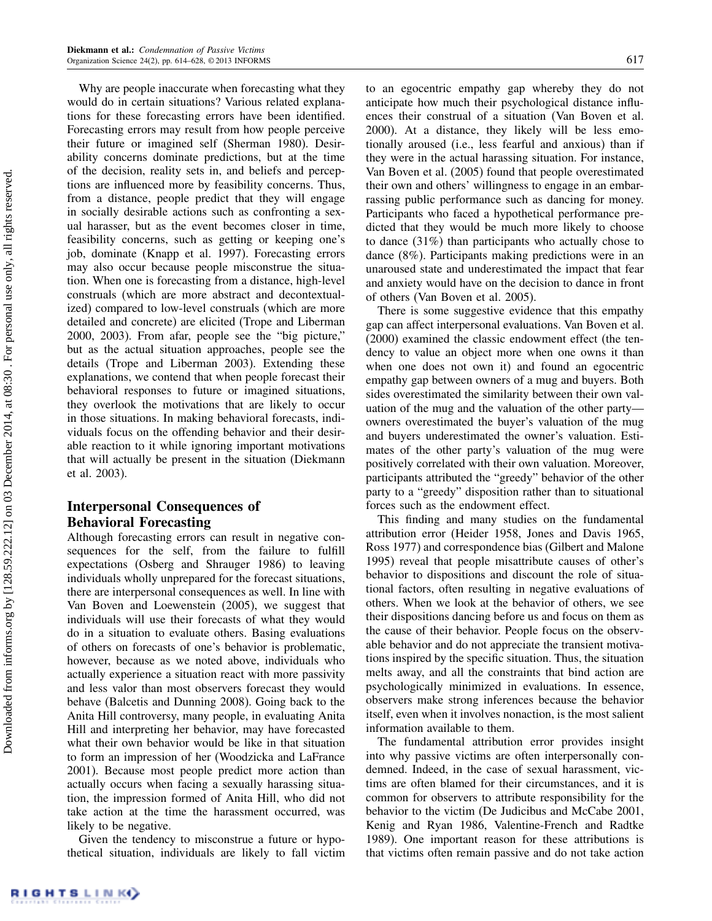Why are people inaccurate when forecasting what they would do in certain situations? Various related explanations for these forecasting errors have been identified. Forecasting errors may result from how people perceive their future or imagined self (Sherman 1980). Desirability concerns dominate predictions, but at the time of the decision, reality sets in, and beliefs and perceptions are influenced more by feasibility concerns. Thus, from a distance, people predict that they will engage in socially desirable actions such as confronting a sexual harasser, but as the event becomes closer in time, feasibility concerns, such as getting or keeping one's job, dominate (Knapp et al. 1997). Forecasting errors may also occur because people misconstrue the situation. When one is forecasting from a distance, high-level construals (which are more abstract and decontextualized) compared to low-level construals (which are more detailed and concrete) are elicited (Trope and Liberman 2000, 2003). From afar, people see the "big picture," but as the actual situation approaches, people see the details (Trope and Liberman 2003). Extending these explanations, we contend that when people forecast their behavioral responses to future or imagined situations, they overlook the motivations that are likely to occur in those situations. In making behavioral forecasts, individuals focus on the offending behavior and their desirable reaction to it while ignoring important motivations that will actually be present in the situation (Diekmann et al. 2003).

## Interpersonal Consequences of Behavioral Forecasting

Although forecasting errors can result in negative consequences for the self, from the failure to fulfill expectations (Osberg and Shrauger 1986) to leaving individuals wholly unprepared for the forecast situations, there are interpersonal consequences as well. In line with Van Boven and Loewenstein (2005), we suggest that individuals will use their forecasts of what they would do in a situation to evaluate others. Basing evaluations of others on forecasts of one's behavior is problematic, however, because as we noted above, individuals who actually experience a situation react with more passivity and less valor than most observers forecast they would behave (Balcetis and Dunning 2008). Going back to the Anita Hill controversy, many people, in evaluating Anita Hill and interpreting her behavior, may have forecasted what their own behavior would be like in that situation to form an impression of her (Woodzicka and LaFrance 2001). Because most people predict more action than actually occurs when facing a sexually harassing situation, the impression formed of Anita Hill, who did not take action at the time the harassment occurred, was likely to be negative.

Given the tendency to misconstrue a future or hypothetical situation, individuals are likely to fall victim to an egocentric empathy gap whereby they do not anticipate how much their psychological distance influences their construal of a situation (Van Boven et al. 2000). At a distance, they likely will be less emotionally aroused (i.e., less fearful and anxious) than if they were in the actual harassing situation. For instance, Van Boven et al. (2005) found that people overestimated their own and others' willingness to engage in an embarrassing public performance such as dancing for money. Participants who faced a hypothetical performance predicted that they would be much more likely to choose to dance (31%) than participants who actually chose to dance (8%). Participants making predictions were in an unaroused state and underestimated the impact that fear and anxiety would have on the decision to dance in front of others (Van Boven et al. 2005).

There is some suggestive evidence that this empathy gap can affect interpersonal evaluations. Van Boven et al. (2000) examined the classic endowment effect (the tendency to value an object more when one owns it than when one does not own it) and found an egocentric empathy gap between owners of a mug and buyers. Both sides overestimated the similarity between their own valuation of the mug and the valuation of the other party—owners overestimated the buyer's valuation of the mug and buyers underestimated the owner's valuation. Estimates of the other party's valuation of the mug were positively correlated with their own valuation. Moreover, participants attributed the "greedy" behavior of the other party to a "greedy" disposition rather than to situational forces such as the endowment effect.

This finding and many studies on the fundamental attribution error (Heider 1958, Jones and Davis 1965, Ross 1977) and correspondence bias (Gilbert and Malone 1995) reveal that people misattribute causes of other's behavior to dispositions and discount the role of situational factors, often resulting in negative evaluations of others. When we look at the behavior of others, we see their dispositions dancing before us and focus on them as the cause of their behavior. People focus on the observable behavior and do not appreciate the transient motivations inspired by the specific situation. Thus, the situation melts away, and all the constraints that bind action are psychologically minimized in evaluations. In essence, observers make strong inferences because the behavior itself, even when it involves nonaction, is the most salient information available to them.

The fundamental attribution error provides insight into why passive victims are often interpersonally condemned. Indeed, in the case of sexual harassment, victims are often blamed for their circumstances, and it is common for observers to attribute responsibility for the behavior to the victim (De Judicibus and McCabe 2001, Kenig and Ryan 1986, Valentine-French and Radtke 1989). One important reason for these attributions is that victims often remain passive and do not take action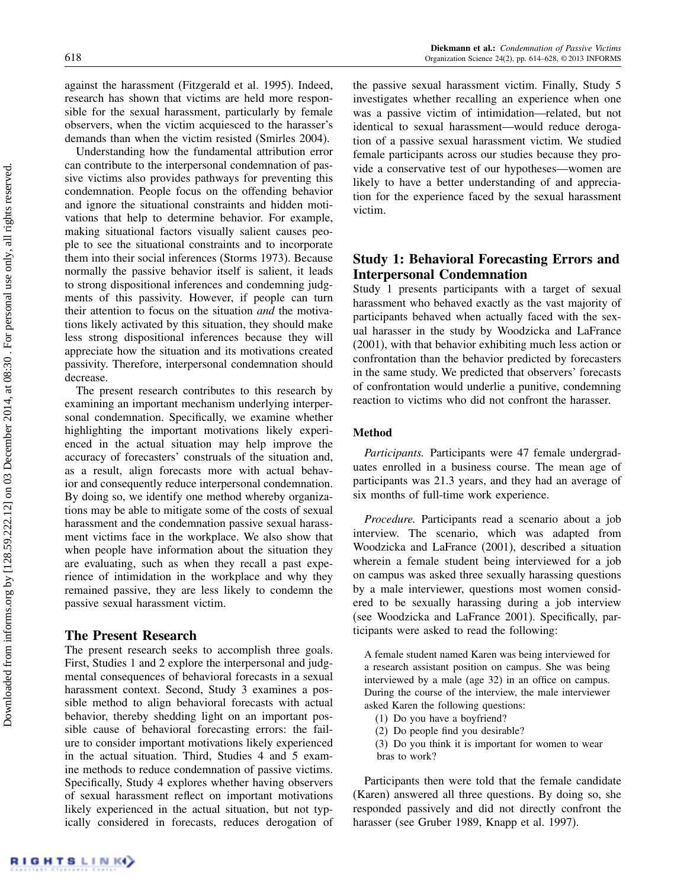against the harassment (Fitzgerald et al. 1995). Indeed, research has shown that victims are held more responsible for the sexual harassment, particularly by female observers, when the victim acquiesced to the harasser's demands than when the victim resisted (Smirles 2004).

Understanding how the fundamental attribution error can contribute to the interpersonal condemnation of passive victims also provides pathways for preventing this condemnation. People focus on the offending behavior and ignore the situational constraints and hidden motivations that help to determine behavior. For example, making situational factors visually salient causes people to see the situational constraints and to incorporate them into their social inferences (Storms 1973). Because normally the passive behavior itself is salient, it leads to strong dispositional inferences and condemning judgments of this passivity. However, if people can turn their attention to focus on the situation *and* the motivations likely activated by this situation, they should make less strong dispositional inferences because they will appreciate how the situation and its motivations created passivity. Therefore, interpersonal condemnation should decrease.

The present research contributes to this research by examining an important mechanism underlying interpersonal condemnation. Specifically, we examine whether highlighting the important motivations likely experienced in the actual situation may help improve the accuracy of forecasters' construals of the situation and, as a result, align forecasts more with actual behavior and consequently reduce interpersonal condemnation. By doing so, we identify one method whereby organizations may be able to mitigate some of the costs of sexual harassment and the condemnation passive sexual harassment victims face in the workplace. We also show that when people have information about the situation they are evaluating, such as when they recall a past experience of intimidation in the workplace and why they remained passive, they are less likely to condemn the passive sexual harassment victim.

## The Present Research

The present research seeks to accomplish three goals. First, Studies 1 and 2 explore the interpersonal and judgmental consequences of behavioral forecasts in a sexual harassment context. Second, Study 3 examines a possible method to align behavioral forecasts with actual behavior, thereby shedding light on an important possible cause of behavioral forecasting errors: the failure to consider important motivations likely experienced in the actual situation. Third, Studies 4 and 5 examine methods to reduce condemnation of passive victims. Specifically, Study 4 explores whether having observers of sexual harassment reflect on important motivations likely experienced in the actual situation, but not typically considered in forecasts, reduces derogation of the passive sexual harassment victim. Finally, Study 5 investigates whether recalling an experience when one was a passive victim of intimidation—related, but not identical to sexual harassment—would reduce derogation of a passive sexual harassment victim. We studied female participants across our studies because they provide a conservative test of our hypotheses—women are likely to have a better understanding of and appreciation for the experience faced by the sexual harassment victim.

## Study 1: Behavioral Forecasting Errors and Interpersonal Condemnation

Study 1 presents participants with a target of sexual harassment who behaved exactly as the vast majority of participants behaved when actually faced with the sexual harasser in the study by Woodzicka and LaFrance (2001), with that behavior exhibiting much less action or confrontation than the behavior predicted by forecasters in the same study. We predicted that observers' forecasts of confrontation would underlie a punitive, condemning reaction to victims who did not confront the harasser.

### Method

*Participants.* Participants were 47 female undergraduates enrolled in a business course. The mean age of participants was 21.3 years, and they had an average of six months of full-time work experience.

*Procedure.* Participants read a scenario about a job interview. The scenario, which was adapted from Woodzicka and LaFrance (2001), described a situation wherein a female student being interviewed for a job on campus was asked three sexually harassing questions by a male interviewer, questions most women considered to be sexually harassing during a job interview (see Woodzicka and LaFrance 2001). Specifically, participants were asked to read the following:

> A female student named Karen was being interviewed for a research assistant position on campus. She was being interviewed by a male (age 32) in an office on campus. During the course of the interview, the male interviewer asked Karen the following questions:
> (1) Do you have a boyfriend?
> (2) Do people find you desirable?
> (3) Do you think it is important for women to wear bras to work?

Participants then were told that the female candidate (Karen) answered all three questions. By doing so, she responded passively and did not directly confront the harasser (see Gruber 1989, Knapp et al. 1997).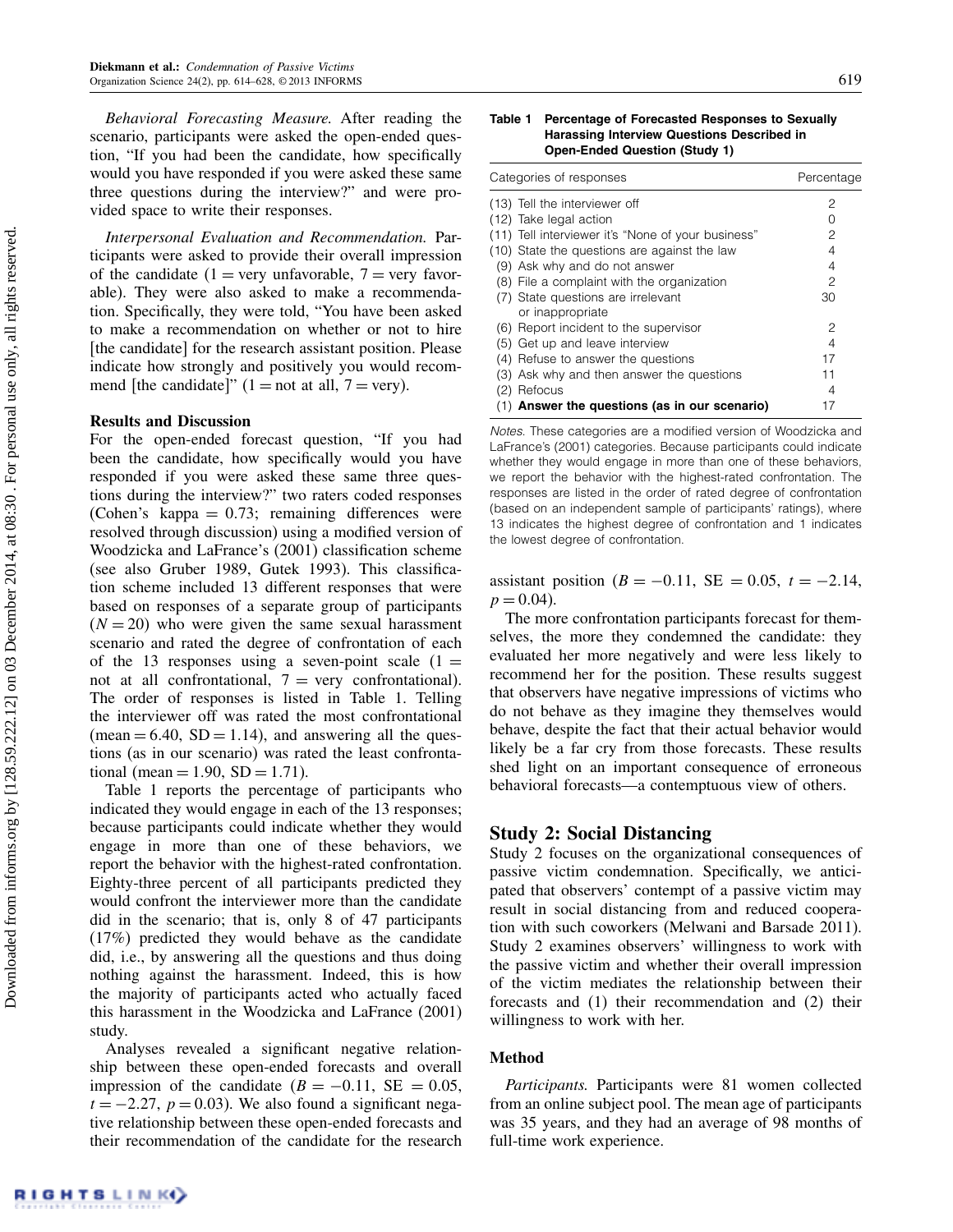*Behavioral Forecasting Measure.* After reading the scenario, participants were asked the open-ended question, "If you had been the candidate, how specifically would you have responded if you were asked these same three questions during the interview?" and were provided space to write their responses.

*Interpersonal Evaluation and Recommendation.* Participants were asked to provide their overall impression of the candidate (1 = very unfavorable, 7 = very favorable). They were also asked to make a recommendation. Specifically, they were told, "You have been asked to make a recommendation on whether or not to hire [the candidate] for the research assistant position. Please indicate how strongly and positively you would recommend [the candidate]" (1 = not at all, 7 = very).

### Results and Discussion

For the open-ended forecast question, "If you had been the candidate, how specifically would you have responded if you were asked these same three questions during the interview?" two raters coded responses (Cohen's kappa = 0.73; remaining differences were resolved through discussion) using a modified version of Woodzicka and LaFrance's (2001) classification scheme (see also Gruber 1989, Gutek 1993). This classification scheme included 13 different responses that were based on responses of a separate group of participants ($N = 20$) who were given the same sexual harassment scenario and rated the degree of confrontation of each of the 13 responses using a seven-point scale (1 = not at all confrontational, 7 = very confrontational). The order of responses is listed in Table 1. Telling the interviewer off was rated the most confrontational (mean = 6.40, SD = 1.14), and answering all the questions (as in our scenario) was rated the least confrontational (mean = 1.90, SD = 1.71).

**Table 1** Percentage of Forecasted Responses to Sexually Harassing Interview Questions Described in Open-Ended Question (Study 1)

| Categories of responses | Percentage |
|---|---|
| (13) Tell the interviewer off | 2 |
| (12) Take legal action | 0 |
| (11) Tell interviewer it's "None of your business" | 2 |
| (10) State the questions are against the law | 4 |
| (9) Ask why and do not answer | 4 |
| (8) File a complaint with the organization | 2 |
| (7) State questions are irrelevant or inappropriate | 30 |
| (6) Report incident to the supervisor | 2 |
| (5) Get up and leave interview | 4 |
| (4) Refuse to answer the questions | 17 |
| (3) Ask why and then answer the questions | 11 |
| (2) Refocus | 4 |
| (1) **Answer the questions (as in our scenario)** | 17 |

*Notes.* These categories are a modified version of Woodzicka and LaFrance's (2001) categories. Because participants could indicate whether they would engage in more than one of these behaviors, we report the behavior with the highest-rated confrontation. The responses are listed in the order of rated degree of confrontation (based on an independent sample of participants' ratings), where 13 indicates the highest degree of confrontation and 1 indicates the lowest degree of confrontation.

Table 1 reports the percentage of participants who indicated they would engage in each of the 13 responses; because participants could indicate whether they would engage in more than one of these behaviors, we report the behavior with the highest-rated confrontation. Eighty-three percent of all participants predicted they would confront the interviewer more than the candidate did in the scenario; that is, only 8 of 47 participants (17%) predicted they would behave as the candidate did, i.e., by answering all the questions and thus doing nothing against the harassment. Indeed, this is how the majority of participants acted who actually faced this harassment in the Woodzicka and LaFrance (2001) study.

Analyses revealed a significant negative relationship between these open-ended forecasts and overall impression of the candidate ($B = -0.11$, SE $= 0.05$, $t = -2.27$, $p = 0.03$). We also found a significant negative relationship between these open-ended forecasts and their recommendation of the candidate for the research assistant position ($B = -0.11$, SE $= 0.05$, $t = -2.14$, $p = 0.04$).

The more confrontation participants forecast for themselves, the more they condemned the candidate: they evaluated her more negatively and were less likely to recommend her for the position. These results suggest that observers have negative impressions of victims who do not behave as they imagine they themselves would behave, despite the fact that their actual behavior would likely be a far cry from those forecasts. These results shed light on an important consequence of erroneous behavioral forecasts—a contemptuous view of others.

## Study 2: Social Distancing

Study 2 focuses on the organizational consequences of passive victim condemnation. Specifically, we anticipated that observers' contempt of a passive victim may result in social distancing from and reduced cooperation with such coworkers (Melwani and Barsade 2011). Study 2 examines observers' willingness to work with the passive victim and whether their overall impression of the victim mediates the relationship between their forecasts and (1) their recommendation and (2) their willingness to work with her.

### Method

*Participants.* Participants were 81 women collected from an online subject pool. The mean age of participants was 35 years, and they had an average of 98 months of full-time work experience.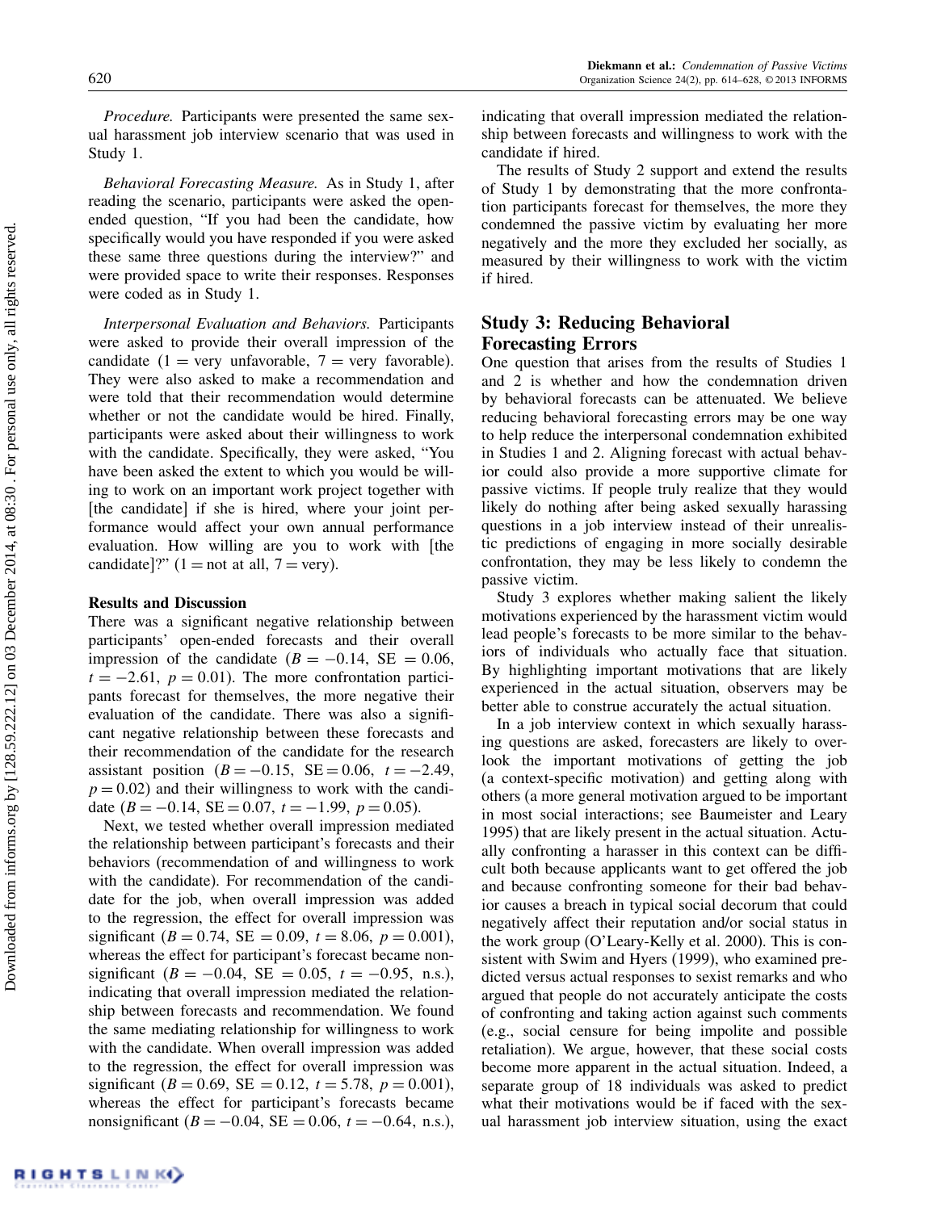*Procedure.* Participants were presented the same sexual harassment job interview scenario that was used in Study 1.

*Behavioral Forecasting Measure.* As in Study 1, after reading the scenario, participants were asked the open-ended question, "If you had been the candidate, how specifically would you have responded if you were asked these same three questions during the interview?" and were provided space to write their responses. Responses were coded as in Study 1.

*Interpersonal Evaluation and Behaviors.* Participants were asked to provide their overall impression of the candidate ($1 =$ very unfavorable, $7 =$ very favorable). They were also asked to make a recommendation and were told that their recommendation would determine whether or not the candidate would be hired. Finally, participants were asked about their willingness to work with the candidate. Specifically, they were asked, "You have been asked the extent to which you would be willing to work on an important work project together with [the candidate] if she is hired, where your joint performance would affect your own annual performance evaluation. How willing are you to work with [the candidate]?" ($1 =$ not at all, $7 =$ very).

### Results and Discussion

There was a significant negative relationship between participants' open-ended forecasts and their overall impression of the candidate ($B = -0.14$, $SE = 0.06$, $t = -2.61$, $p = 0.01$). The more confrontation participants forecast for themselves, the more negative their evaluation of the candidate. There was also a significant negative relationship between these forecasts and their recommendation of the candidate for the research assistant position ($B = -0.15$, $SE = 0.06$, $t = -2.49$, $p = 0.02$) and their willingness to work with the candidate ($B = -0.14$, $SE = 0.07$, $t = -1.99$, $p = 0.05$).

Next, we tested whether overall impression mediated the relationship between participant's forecasts and their behaviors (recommendation of and willingness to work with the candidate). For recommendation of the candidate for the job, when overall impression was added to the regression, the effect for overall impression was significant ($B = 0.74$, $SE = 0.09$, $t = 8.06$, $p = 0.001$), whereas the effect for participant's forecast became nonsignificant ($B = -0.04$, $SE = 0.05$, $t = -0.95$, n.s.), indicating that overall impression mediated the relationship between forecasts and recommendation. We found the same mediating relationship for willingness to work with the candidate. When overall impression was added to the regression, the effect for overall impression was significant ($B = 0.69$, $SE = 0.12$, $t = 5.78$, $p = 0.001$), whereas the effect for participant's forecasts became nonsignificant ($B = -0.04$, $SE = 0.06$, $t = -0.64$, n.s.), indicating that overall impression mediated the relationship between forecasts and willingness to work with the candidate if hired.

The results of Study 2 support and extend the results of Study 1 by demonstrating that the more confrontation participants forecast for themselves, the more they condemned the passive victim by evaluating her more negatively and the more they excluded her socially, as measured by their willingness to work with the victim if hired.

## Study 3: Reducing Behavioral Forecasting Errors

One question that arises from the results of Studies 1 and 2 is whether and how the condemnation driven by behavioral forecasts can be attenuated. We believe reducing behavioral forecasting errors may be one way to help reduce the interpersonal condemnation exhibited in Studies 1 and 2. Aligning forecast with actual behavior could also provide a more supportive climate for passive victims. If people truly realize that they would likely do nothing after being asked sexually harassing questions in a job interview instead of their unrealistic predictions of engaging in more socially desirable confrontation, they may be less likely to condemn the passive victim.

Study 3 explores whether making salient the likely motivations experienced by the harassment victim would lead people's forecasts to be more similar to the behaviors of individuals who actually face that situation. By highlighting important motivations that are likely experienced in the actual situation, observers may be better able to construe accurately the actual situation.

In a job interview context in which sexually harassing questions are asked, forecasters are likely to overlook the important motivations of getting the job (a context-specific motivation) and getting along with others (a more general motivation argued to be important in most social interactions; see Baumeister and Leary 1995) that are likely present in the actual situation. Actually confronting a harasser in this context can be difficult both because applicants want to get offered the job and because confronting someone for their bad behavior causes a breach in typical social decorum that could negatively affect their reputation and/or social status in the work group (O'Leary-Kelly et al. 2000). This is consistent with Swim and Hyers (1999), who examined predicted versus actual responses to sexist remarks and who argued that people do not accurately anticipate the costs of confronting and taking action against such comments (e.g., social censure for being impolite and possible retaliation). We argue, however, that these social costs become more apparent in the actual situation. Indeed, a separate group of 18 individuals was asked to predict what their motivations would be if faced with the sexual harassment job interview situation, using the exact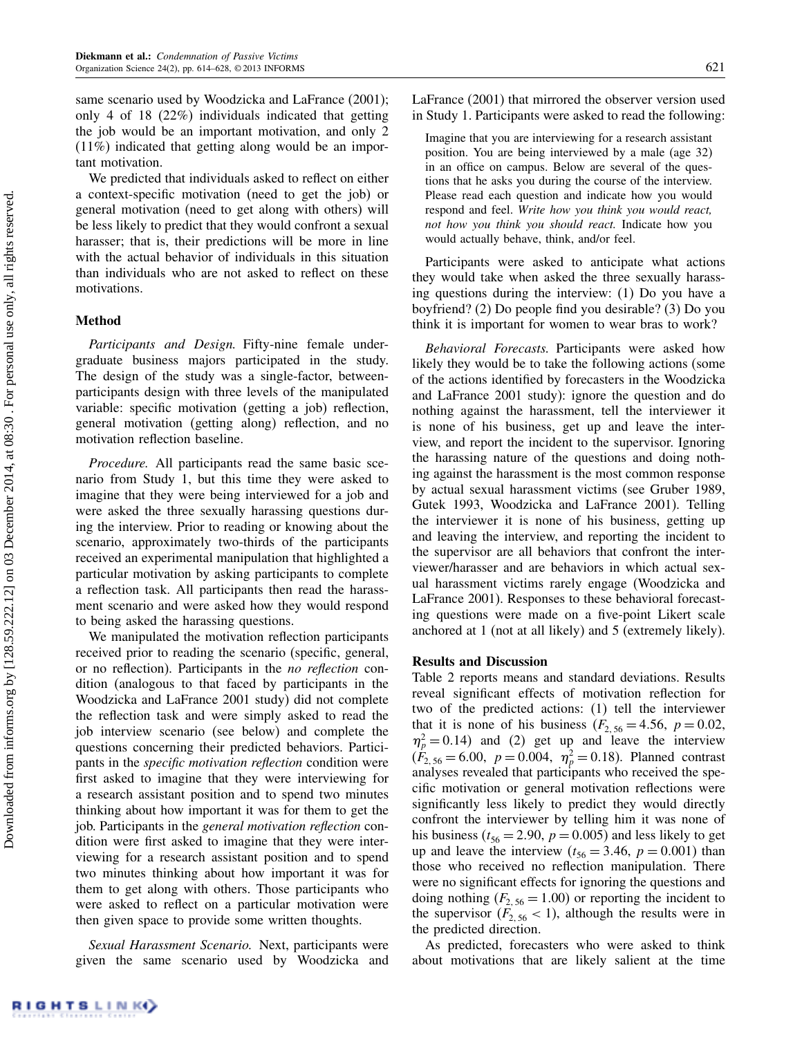same scenario used by Woodzicka and LaFrance (2001); only 4 of 18 (22%) individuals indicated that getting the job would be an important motivation, and only 2 (11%) indicated that getting along would be an important motivation.

We predicted that individuals asked to reflect on either a context-specific motivation (need to get the job) or general motivation (need to get along with others) will be less likely to predict that they would confront a sexual harasser; that is, their predictions will be more in line with the actual behavior of individuals in this situation than individuals who are not asked to reflect on these motivations.

### Method

*Participants and Design.* Fifty-nine female undergraduate business majors participated in the study. The design of the study was a single-factor, between-participants design with three levels of the manipulated variable: specific motivation (getting a job) reflection, general motivation (getting along) reflection, and no motivation reflection baseline.

*Procedure.* All participants read the same basic scenario from Study 1, but this time they were asked to imagine that they were being interviewed for a job and were asked the three sexually harassing questions during the interview. Prior to reading or knowing about the scenario, approximately two-thirds of the participants received an experimental manipulation that highlighted a particular motivation by asking participants to complete a reflection task. All participants then read the harassment scenario and were asked how they would respond to being asked the harassing questions.

We manipulated the motivation reflection participants received prior to reading the scenario (specific, general, or no reflection). Participants in the *no reflection* condition (analogous to that faced by participants in the Woodzicka and LaFrance 2001 study) did not complete the reflection task and were simply asked to read the job interview scenario (see below) and complete the questions concerning their predicted behaviors. Participants in the *specific motivation reflection* condition were first asked to imagine that they were interviewing for a research assistant position and to spend two minutes thinking about how important it was for them to get the job. Participants in the *general motivation reflection* condition were first asked to imagine that they were interviewing for a research assistant position and to spend two minutes thinking about how important it was for them to get along with others. Those participants who were asked to reflect on a particular motivation were then given space to provide some written thoughts.

*Sexual Harassment Scenario.* Next, participants were given the same scenario used by Woodzicka and LaFrance (2001) that mirrored the observer version used in Study 1. Participants were asked to read the following:

> Imagine that you are interviewing for a research assistant position. You are being interviewed by a male (age 32) in an office on campus. Below are several of the questions that he asks you during the course of the interview. Please read each question and indicate how you would respond and feel. *Write how you think you would react, not how you think you should react.* Indicate how you would actually behave, think, and/or feel.

Participants were asked to anticipate what actions they would take when asked the three sexually harassing questions during the interview: (1) Do you have a boyfriend? (2) Do people find you desirable? (3) Do you think it is important for women to wear bras to work?

*Behavioral Forecasts.* Participants were asked how likely they would be to take the following actions (some of the actions identified by forecasters in the Woodzicka and LaFrance 2001 study): ignore the question and do nothing against the harassment, tell the interviewer it is none of his business, get up and leave the interview, and report the incident to the supervisor. Ignoring the harassing nature of the questions and doing nothing against the harassment is the most common response by actual sexual harassment victims (see Gruber 1989, Gutek 1993, Woodzicka and LaFrance 2001). Telling the interviewer it is none of his business, getting up and leaving the interview, and reporting the incident to the supervisor are all behaviors that confront the interviewer/harasser and are behaviors in which actual sexual harassment victims rarely engage (Woodzicka and LaFrance 2001). Responses to these behavioral forecasting questions were made on a five-point Likert scale anchored at 1 (not at all likely) and 5 (extremely likely).

### Results and Discussion

Table 2 reports means and standard deviations. Results reveal significant effects of motivation reflection for two of the predicted actions: (1) tell the interviewer that it is none of his business ($F_{2,56} = 4.56$, $p = 0.02$, $\eta_p^2 = 0.14$) and (2) get up and leave the interview ($F_{2,56} = 6.00$, $p = 0.004$, $\eta_p^2 = 0.18$). Planned contrast analyses revealed that participants who received the specific motivation or general motivation reflections were significantly less likely to predict they would directly confront the interviewer by telling him it was none of his business ($t_{56} = 2.90$, $p = 0.005$) and less likely to get up and leave the interview ($t_{56} = 3.46$, $p = 0.001$) than those who received no reflection manipulation. There were no significant effects for ignoring the questions and doing nothing ($F_{2,56} = 1.00$) or reporting the incident to the supervisor ($F_{2,56} < 1$), although the results were in the predicted direction.

As predicted, forecasters who were asked to think about motivations that are likely salient at the time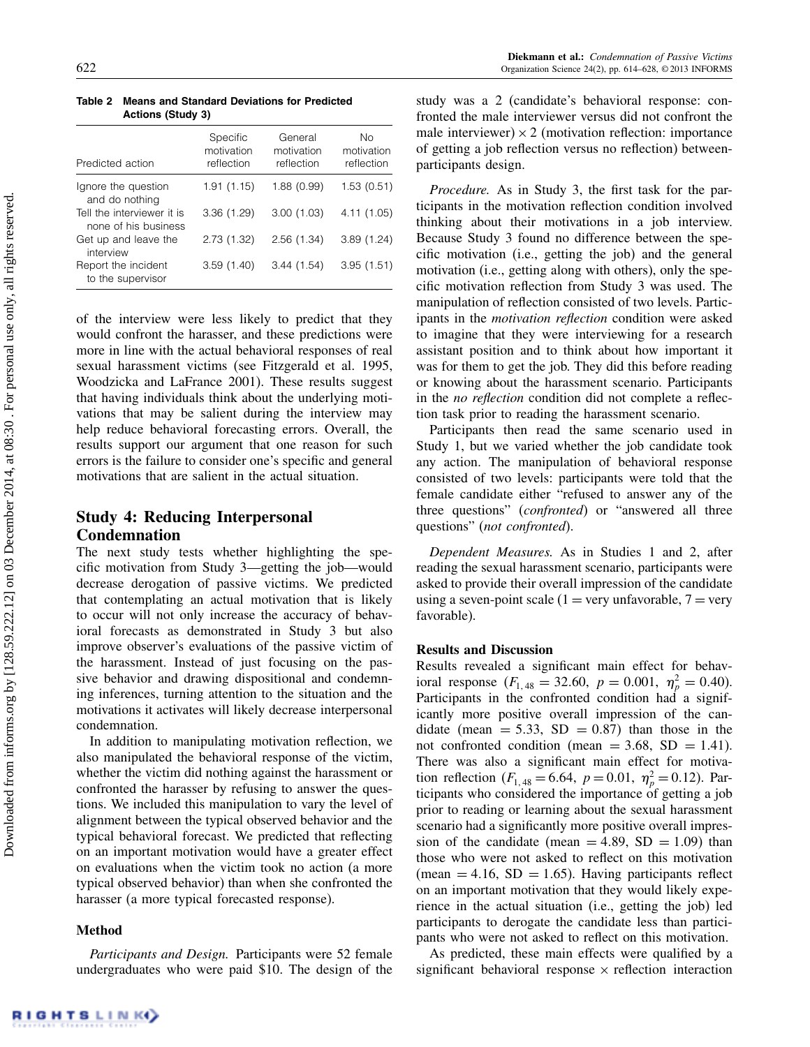**Table 2 Means and Standard Deviations for Predicted Actions (Study 3)**

| Predicted action | Specific motivation reflection | General motivation reflection | No motivation reflection |
|---|---|---|---|
| Ignore the question and do nothing | 1.91 (1.15) | 1.88 (0.99) | 1.53 (0.51) |
| Tell the interviewer it is none of his business | 3.36 (1.29) | 3.00 (1.03) | 4.11 (1.05) |
| Get up and leave the interview | 2.73 (1.32) | 2.56 (1.34) | 3.89 (1.24) |
| Report the incident to the supervisor | 3.59 (1.40) | 3.44 (1.54) | 3.95 (1.51) |

of the interview were less likely to predict that they would confront the harasser, and these predictions were more in line with the actual behavioral responses of real sexual harassment victims (see Fitzgerald et al. 1995, Woodzicka and LaFrance 2001). These results suggest that having individuals think about the underlying motivations that may be salient during the interview may help reduce behavioral forecasting errors. Overall, the results support our argument that one reason for such errors is the failure to consider one's specific and general motivations that are salient in the actual situation.

## Study 4: Reducing Interpersonal Condemnation

The next study tests whether highlighting the specific motivation from Study 3—getting the job—would decrease derogation of passive victims. We predicted that contemplating an actual motivation that is likely to occur will not only increase the accuracy of behavioral forecasts as demonstrated in Study 3 but also improve observer's evaluations of the passive victim of the harassment. Instead of just focusing on the passive behavior and drawing dispositional and condemning inferences, turning attention to the situation and the motivations it activates will likely decrease interpersonal condemnation.

In addition to manipulating motivation reflection, we also manipulated the behavioral response of the victim, whether the victim did nothing against the harassment or confronted the harasser by refusing to answer the questions. We included this manipulation to vary the level of alignment between the typical observed behavior and the typical behavioral forecast. We predicted that reflecting on an important motivation would have a greater effect on evaluations when the victim took no action (a more typical observed behavior) than when she confronted the harasser (a more typical forecasted response).

### Method

*Participants and Design.* Participants were 52 female undergraduates who were paid \$10. The design of the study was a 2 (candidate's behavioral response: confronted the male interviewer versus did not confront the male interviewer) $\times$ 2 (motivation reflection: importance of getting a job reflection versus no reflection) between-participants design.

*Procedure.* As in Study 3, the first task for the participants in the motivation reflection condition involved thinking about their motivations in a job interview. Because Study 3 found no difference between the specific motivation (i.e., getting the job) and the general motivation (i.e., getting along with others), only the specific motivation reflection from Study 3 was used. The manipulation of reflection consisted of two levels. Participants in the *motivation reflection* condition were asked to imagine that they were interviewing for a research assistant position and to think about how important it was for them to get the job. They did this before reading or knowing about the harassment scenario. Participants in the *no reflection* condition did not complete a reflection task prior to reading the harassment scenario.

Participants then read the same scenario used in Study 1, but we varied whether the job candidate took any action. The manipulation of behavioral response consisted of two levels: participants were told that the female candidate either "refused to answer any of the three questions" (*confronted*) or "answered all three questions" (*not confronted*).

*Dependent Measures.* As in Studies 1 and 2, after reading the sexual harassment scenario, participants were asked to provide their overall impression of the candidate using a seven-point scale (1 = very unfavorable, 7 = very favorable).

### Results and Discussion

Results revealed a significant main effect for behavioral response ($F_{1,48} = 32.60$, $p = 0.001$, $\eta_p^2 = 0.40$). Participants in the confronted condition had a significantly more positive overall impression of the candidate (mean = 5.33, SD = 0.87) than those in the not confronted condition (mean = 3.68, SD = 1.41). There was also a significant main effect for motivation reflection ($F_{1,48} = 6.64$, $p = 0.01$, $\eta_p^2 = 0.12$). Participants who considered the importance of getting a job prior to reading or learning about the sexual harassment scenario had a significantly more positive overall impression of the candidate (mean = 4.89, SD = 1.09) than those who were not asked to reflect on this motivation (mean = 4.16, SD = 1.65). Having participants reflect on an important motivation that they would likely experience in the actual situation (i.e., getting the job) led participants to derogate the candidate less than participants who were not asked to reflect on this motivation.

As predicted, these main effects were qualified by a significant behavioral response $\times$ reflection interaction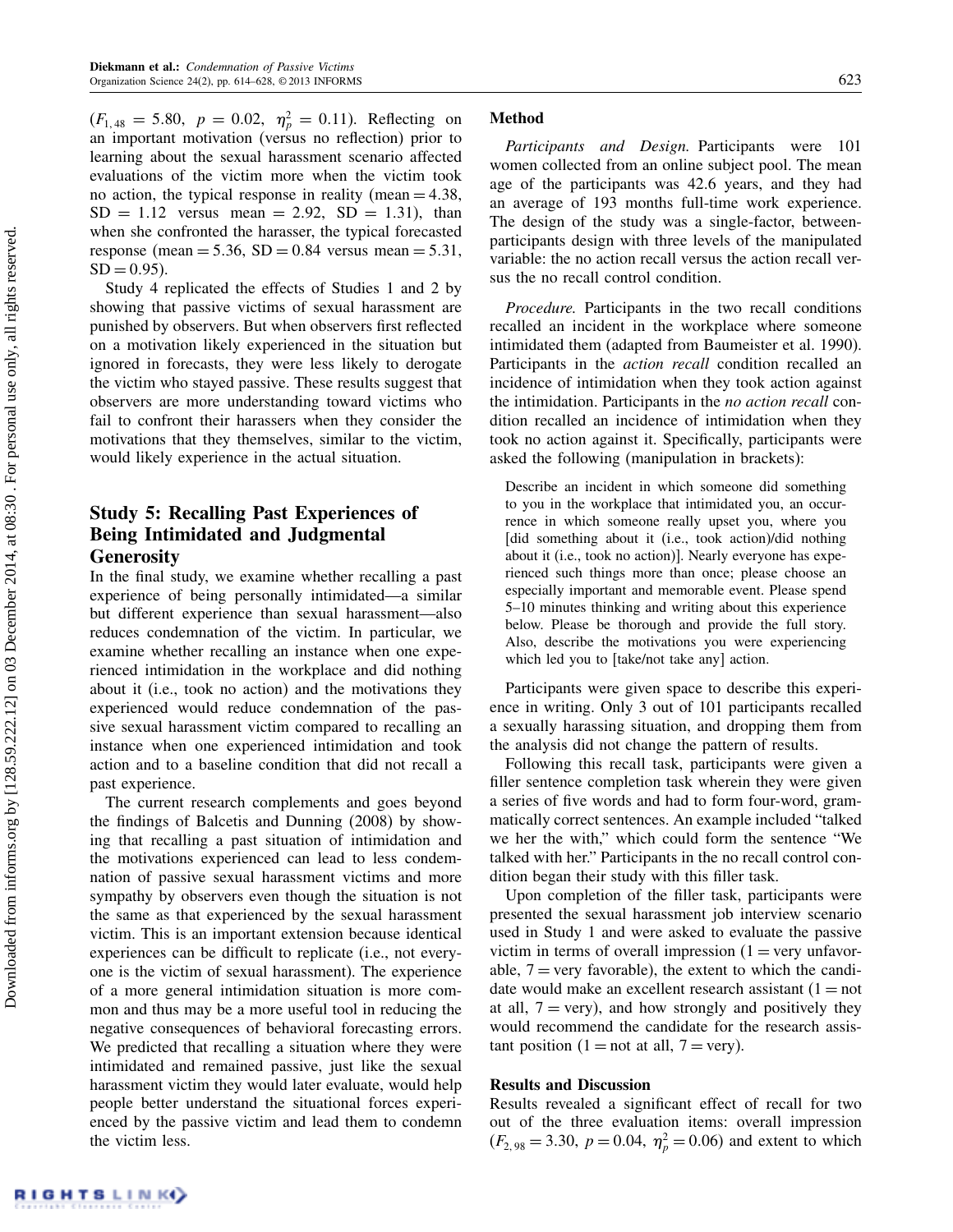($F_{1,48} = 5.80$, $p = 0.02$, $\eta_p^2 = 0.11$). Reflecting on an important motivation (versus no reflection) prior to learning about the sexual harassment scenario affected evaluations of the victim more when the victim took no action, the typical response in reality (mean = 4.38, SD = 1.12 versus mean = 2.92, SD = 1.31), than when she confronted the harasser, the typical forecasted response (mean = 5.36, SD = 0.84 versus mean = 5.31, SD = 0.95).

Study 4 replicated the effects of Studies 1 and 2 by showing that passive victims of sexual harassment are punished by observers. But when observers first reflected on a motivation likely experienced in the situation but ignored in forecasts, they were less likely to derogate the victim who stayed passive. These results suggest that observers are more understanding toward victims who fail to confront their harassers when they consider the motivations that they themselves, similar to the victim, would likely experience in the actual situation.

## Study 5: Recalling Past Experiences of Being Intimidated and Judgmental Generosity

In the final study, we examine whether recalling a past experience of being personally intimidated—a similar but different experience than sexual harassment—also reduces condemnation of the victim. In particular, we examine whether recalling an instance when one experienced intimidation in the workplace and did nothing about it (i.e., took no action) and the motivations they experienced would reduce condemnation of the passive sexual harassment victim compared to recalling an instance when one experienced intimidation and took action and to a baseline condition that did not recall a past experience.

The current research complements and goes beyond the findings of Balcetis and Dunning (2008) by showing that recalling a past situation of intimidation and the motivations experienced can lead to less condemnation of passive sexual harassment victims and more sympathy by observers even though the situation is not the same as that experienced by the sexual harassment victim. This is an important extension because identical experiences can be difficult to replicate (i.e., not everyone is the victim of sexual harassment). The experience of a more general intimidation situation is more common and thus may be a more useful tool in reducing the negative consequences of behavioral forecasting errors. We predicted that recalling a situation where they were intimidated and remained passive, just like the sexual harassment victim they would later evaluate, would help people better understand the situational forces experienced by the passive victim and lead them to condemn the victim less.

### Method

*Participants and Design.* Participants were 101 women collected from an online subject pool. The mean age of the participants was 42.6 years, and they had an average of 193 months full-time work experience. The design of the study was a single-factor, between-participants design with three levels of the manipulated variable: the no action recall versus the action recall versus the no recall control condition.

*Procedure.* Participants in the two recall conditions recalled an incident in the workplace where someone intimidated them (adapted from Baumeister et al. 1990). Participants in the *action recall* condition recalled an incidence of intimidation when they took action against the intimidation. Participants in the *no action recall* condition recalled an incidence of intimidation when they took no action against it. Specifically, participants were asked the following (manipulation in brackets):

> Describe an incident in which someone did something to you in the workplace that intimidated you, an occurrence in which someone really upset you, where you [did something about it (i.e., took action)/did nothing about it (i.e., took no action)]. Nearly everyone has experienced such things more than once; please choose an especially important and memorable event. Please spend 5–10 minutes thinking and writing about this experience below. Please be thorough and provide the full story. Also, describe the motivations you were experiencing which led you to [take/not take any] action.

Participants were given space to describe this experience in writing. Only 3 out of 101 participants recalled a sexually harassing situation, and dropping them from the analysis did not change the pattern of results.

Following this recall task, participants were given a filler sentence completion task wherein they were given a series of five words and had to form four-word, grammatically correct sentences. An example included "talked we her the with," which could form the sentence "We talked with her." Participants in the no recall control condition began their study with this filler task.

Upon completion of the filler task, participants were presented the sexual harassment job interview scenario used in Study 1 and were asked to evaluate the passive victim in terms of overall impression (1 = very unfavorable, 7 = very favorable), the extent to which the candidate would make an excellent research assistant (1 = not at all, 7 = very), and how strongly and positively they would recommend the candidate for the research assistant position (1 = not at all, 7 = very).

### Results and Discussion

Results revealed a significant effect of recall for two out of the three evaluation items: overall impression ($F_{2,98} = 3.30$, $p = 0.04$, $\eta_p^2 = 0.06$) and extent to which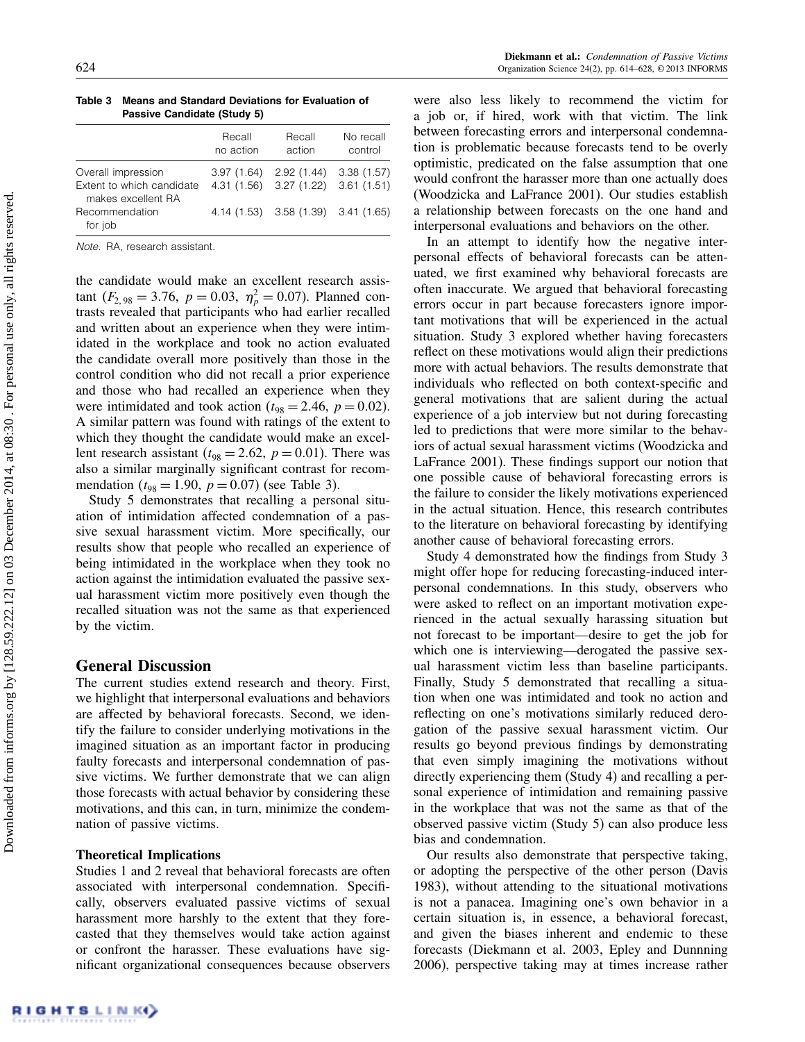**Table 3 Means and Standard Deviations for Evaluation of Passive Candidate (Study 5)**

| | Recall no action | Recall action | No recall control |
|---|---|---|---|
| Overall impression | 3.97 (1.64) | 2.92 (1.44) | 3.38 (1.57) |
| Extent to which candidate makes excellent RA | 4.31 (1.56) | 3.27 (1.22) | 3.61 (1.51) |
| Recommendation for job | 4.14 (1.53) | 3.58 (1.39) | 3.41 (1.65) |

*Note.* RA, research assistant.

the candidate would make an excellent research assistant ($F_{2,98} = 3.76$, $p = 0.03$, $\eta_p^2 = 0.07$). Planned contrasts revealed that participants who had earlier recalled and written about an experience when they were intimidated in the workplace and took no action evaluated the candidate overall more positively than those in the control condition who did not recall a prior experience and those who had recalled an experience when they were intimidated and took action ($t_{98} = 2.46$, $p = 0.02$). A similar pattern was found with ratings of the extent to which they thought the candidate would make an excellent research assistant ($t_{98} = 2.62$, $p = 0.01$). There was also a similar marginally significant contrast for recommendation ($t_{98} = 1.90$, $p = 0.07$) (see Table 3).

Study 5 demonstrates that recalling a personal situation of intimidation affected condemnation of a passive sexual harassment victim. More specifically, our results show that people who recalled an experience of being intimidated in the workplace when they took no action against the intimidation evaluated the passive sexual harassment victim more positively even though the recalled situation was not the same as that experienced by the victim.

## General Discussion

The current studies extend research and theory. First, we highlight that interpersonal evaluations and behaviors are affected by behavioral forecasts. Second, we identify the failure to consider underlying motivations in the imagined situation as an important factor in producing faulty forecasts and interpersonal condemnation of passive victims. We further demonstrate that we can align those forecasts with actual behavior by considering these motivations, and this can, in turn, minimize the condemnation of passive victims.

### Theoretical Implications

Studies 1 and 2 reveal that behavioral forecasts are often associated with interpersonal condemnation. Specifically, observers evaluated passive victims of sexual harassment more harshly to the extent that they forecasted that they themselves would take action against or confront the harasser. These evaluations have significant organizational consequences because observers were also less likely to recommend the victim for a job or, if hired, work with that victim. The link between forecasting errors and interpersonal condemnation is problematic because forecasts tend to be overly optimistic, predicated on the false assumption that one would confront the harasser more than one actually does (Woodzicka and LaFrance 2001). Our studies establish a relationship between forecasts on the one hand and interpersonal evaluations and behaviors on the other.

In an attempt to identify how the negative interpersonal effects of behavioral forecasts can be attenuated, we first examined why behavioral forecasts are often inaccurate. We argued that behavioral forecasting errors occur in part because forecasters ignore important motivations that will be experienced in the actual situation. Study 3 explored whether having forecasters reflect on these motivations would align their predictions more with actual behaviors. The results demonstrate that individuals who reflected on both context-specific and general motivations that are salient during the actual experience of a job interview but not during forecasting led to predictions that were more similar to the behaviors of actual sexual harassment victims (Woodzicka and LaFrance 2001). These findings support our notion that one possible cause of behavioral forecasting errors is the failure to consider the likely motivations experienced in the actual situation. Hence, this research contributes to the literature on behavioral forecasting by identifying another cause of behavioral forecasting errors.

Study 4 demonstrated how the findings from Study 3 might offer hope for reducing forecasting-induced interpersonal condemnations. In this study, observers who were asked to reflect on an important motivation experienced in the actual sexually harassing situation but not forecast to be important—desire to get the job for which one is interviewing—derogated the passive sexual harassment victim less than baseline participants. Finally, Study 5 demonstrated that recalling a situation when one was intimidated and took no action and reflecting on one's motivations similarly reduced derogation of the passive sexual harassment victim. Our results go beyond previous findings by demonstrating that even simply imagining the motivations without directly experiencing them (Study 4) and recalling a personal experience of intimidation and remaining passive in the workplace that was not the same as that of the observed passive victim (Study 5) can also produce less bias and condemnation.

Our results also demonstrate that perspective taking, or adopting the perspective of the other person (Davis 1983), without attending to the situational motivations is not a panacea. Imagining one's own behavior in a certain situation is, in essence, a behavioral forecast, and given the biases inherent and endemic to these forecasts (Diekmann et al. 2003, Epley and Dunnning 2006), perspective taking may at times increase rather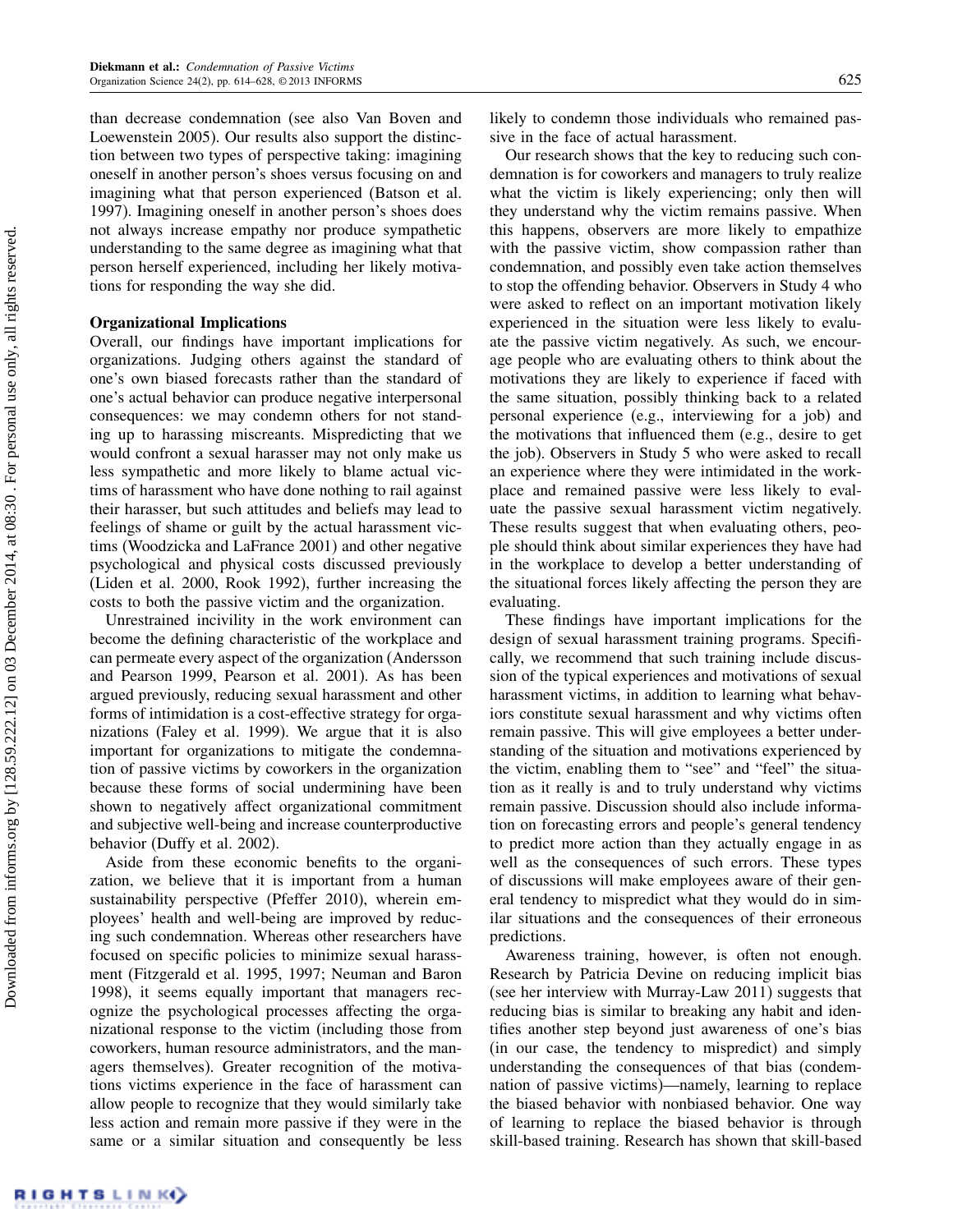than decrease condemnation (see also Van Boven and Loewenstein 2005). Our results also support the distinction between two types of perspective taking: imagining oneself in another person's shoes versus focusing on and imagining what that person experienced (Batson et al. 1997). Imagining oneself in another person's shoes does not always increase empathy nor produce sympathetic understanding to the same degree as imagining what that person herself experienced, including her likely motivations for responding the way she did.

### Organizational Implications

Overall, our findings have important implications for organizations. Judging others against the standard of one's own biased forecasts rather than the standard of one's actual behavior can produce negative interpersonal consequences: we may condemn others for not standing up to harassing miscreants. Mispredicting that we would confront a sexual harasser may not only make us less sympathetic and more likely to blame actual victims of harassment who have done nothing to rail against their harasser, but such attitudes and beliefs may lead to feelings of shame or guilt by the actual harassment victims (Woodzicka and LaFrance 2001) and other negative psychological and physical costs discussed previously (Liden et al. 2000, Rook 1992), further increasing the costs to both the passive victim and the organization.

Unrestrained incivility in the work environment can become the defining characteristic of the workplace and can permeate every aspect of the organization (Andersson and Pearson 1999, Pearson et al. 2001). As has been argued previously, reducing sexual harassment and other forms of intimidation is a cost-effective strategy for organizations (Faley et al. 1999). We argue that it is also important for organizations to mitigate the condemnation of passive victims by coworkers in the organization because these forms of social undermining have been shown to negatively affect organizational commitment and subjective well-being and increase counterproductive behavior (Duffy et al. 2002).

Aside from these economic benefits to the organization, we believe that it is important from a human sustainability perspective (Pfeffer 2010), wherein employees' health and well-being are improved by reducing such condemnation. Whereas other researchers have focused on specific policies to minimize sexual harassment (Fitzgerald et al. 1995, 1997; Neuman and Baron 1998), it seems equally important that managers recognize the psychological processes affecting the organizational response to the victim (including those from coworkers, human resource administrators, and the managers themselves). Greater recognition of the motivations victims experience in the face of harassment can allow people to recognize that they would similarly take less action and remain more passive if they were in the same or a similar situation and consequently be less likely to condemn those individuals who remained passive in the face of actual harassment.

Our research shows that the key to reducing such condemnation is for coworkers and managers to truly realize what the victim is likely experiencing; only then will they understand why the victim remains passive. When this happens, observers are more likely to empathize with the passive victim, show compassion rather than condemnation, and possibly even take action themselves to stop the offending behavior. Observers in Study 4 who were asked to reflect on an important motivation likely experienced in the situation were less likely to evaluate the passive victim negatively. As such, we encourage people who are evaluating others to think about the motivations they are likely to experience if faced with the same situation, possibly thinking back to a related personal experience (e.g., interviewing for a job) and the motivations that influenced them (e.g., desire to get the job). Observers in Study 5 who were asked to recall an experience where they were intimidated in the workplace and remained passive were less likely to evaluate the passive sexual harassment victim negatively. These results suggest that when evaluating others, people should think about similar experiences they have had in the workplace to develop a better understanding of the situational forces likely affecting the person they are evaluating.

These findings have important implications for the design of sexual harassment training programs. Specifically, we recommend that such training include discussion of the typical experiences and motivations of sexual harassment victims, in addition to learning what behaviors constitute sexual harassment and why victims often remain passive. This will give employees a better understanding of the situation and motivations experienced by the victim, enabling them to "see" and "feel" the situation as it really is and to truly understand why victims remain passive. Discussion should also include information on forecasting errors and people's general tendency to predict more action than they actually engage in as well as the consequences of such errors. These types of discussions will make employees aware of their general tendency to mispredict what they would do in similar situations and the consequences of their erroneous predictions.

Awareness training, however, is often not enough. Research by Patricia Devine on reducing implicit bias (see her interview with Murray-Law 2011) suggests that reducing bias is similar to breaking any habit and identifies another step beyond just awareness of one's bias (in our case, the tendency to mispredict) and simply understanding the consequences of that bias (condemnation of passive victims)—namely, learning to replace the biased behavior with nonbiased behavior. One way of learning to replace the biased behavior is through skill-based training. Research has shown that skill-based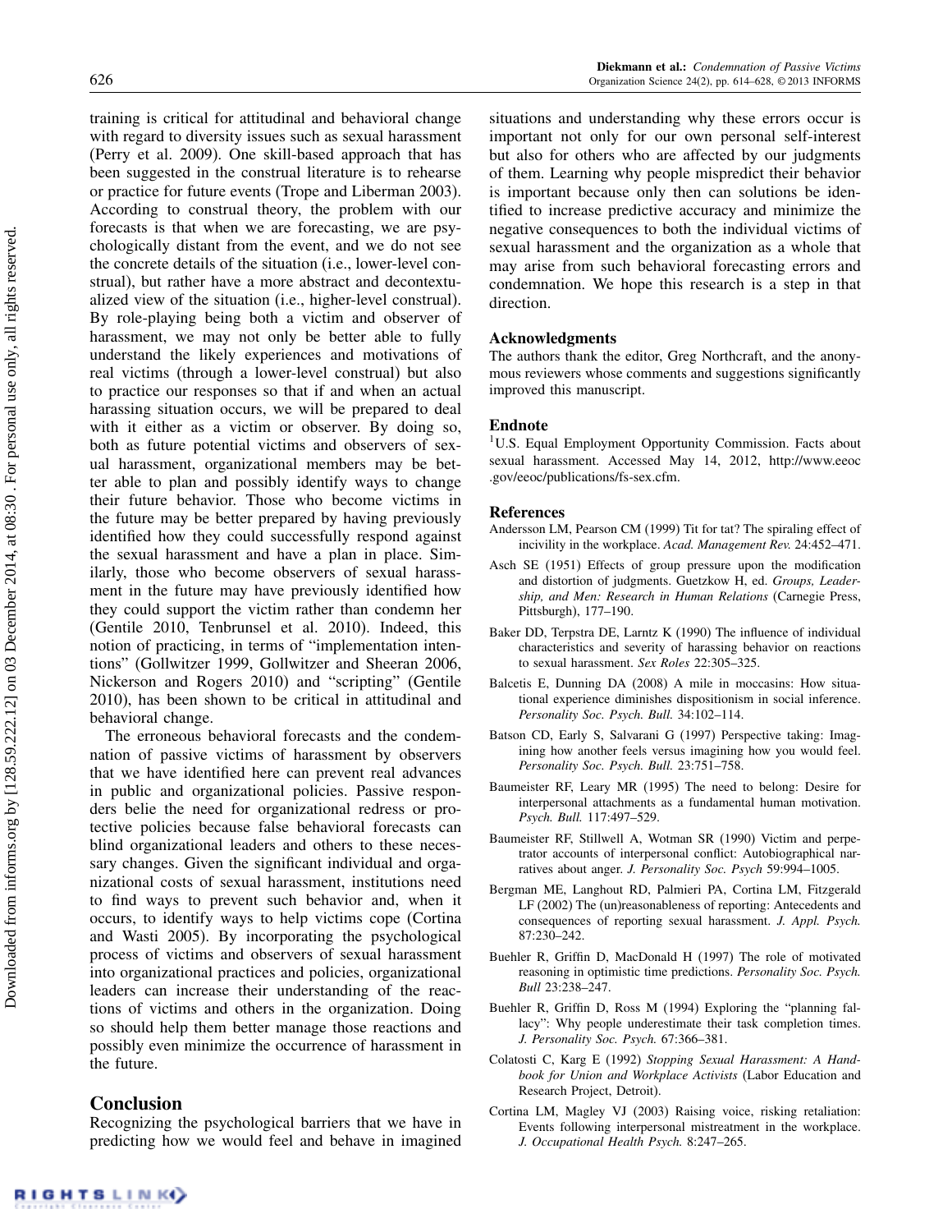training is critical for attitudinal and behavioral change with regard to diversity issues such as sexual harassment (Perry et al. 2009). One skill-based approach that has been suggested in the construal literature is to rehearse or practice for future events (Trope and Liberman 2003). According to construal theory, the problem with our forecasts is that when we are forecasting, we are psychologically distant from the event, and we do not see the concrete details of the situation (i.e., lower-level construal), but rather have a more abstract and decontextualized view of the situation (i.e., higher-level construal). By role-playing being both a victim and observer of harassment, we may not only be better able to fully understand the likely experiences and motivations of real victims (through a lower-level construal) but also to practice our responses so that if and when an actual harassing situation occurs, we will be prepared to deal with it either as a victim or observer. By doing so, both as future potential victims and observers of sexual harassment, organizational members may be better able to plan and possibly identify ways to change their future behavior. Those who become victims in the future may be better prepared by having previously identified how they could successfully respond against the sexual harassment and have a plan in place. Similarly, those who become observers of sexual harassment in the future may have previously identified how they could support the victim rather than condemn her (Gentile 2010, Tenbrunsel et al. 2010). Indeed, this notion of practicing, in terms of "implementation intentions" (Gollwitzer 1999, Gollwitzer and Sheeran 2006, Nickerson and Rogers 2010) and "scripting" (Gentile 2010), has been shown to be critical in attitudinal and behavioral change.

The erroneous behavioral forecasts and the condemnation of passive victims of harassment by observers that we have identified here can prevent real advances in public and organizational policies. Passive responders belie the need for organizational redress or protective policies because false behavioral forecasts can blind organizational leaders and others to these necessary changes. Given the significant individual and organizational costs of sexual harassment, institutions need to find ways to prevent such behavior and, when it occurs, to identify ways to help victims cope (Cortina and Wasti 2005). By incorporating the psychological process of victims and observers of sexual harassment into organizational practices and policies, organizational leaders can increase their understanding of the reactions of victims and others in the organization. Doing so should help them better manage those reactions and possibly even minimize the occurrence of harassment in the future.

## Conclusion

Recognizing the psychological barriers that we have in predicting how we would feel and behave in imagined situations and understanding why these errors occur is important not only for our own personal self-interest but also for others who are affected by our judgments of them. Learning why people mispredict their behavior is important because only then can solutions be identified to increase predictive accuracy and minimize the negative consequences to both the individual victims of sexual harassment and the organization as a whole that may arise from such behavioral forecasting errors and condemnation. We hope this research is a step in that direction.

## Acknowledgments

The authors thank the editor, Greg Northcraft, and the anonymous reviewers whose comments and suggestions significantly improved this manuscript.

## Endnote

[1]U.S. Equal Employment Opportunity Commission. Facts about sexual harassment. Accessed May 14, 2012, http://www.eeoc.gov/eeoc/publications/fs-sex.cfm.

## References

Andersson LM, Pearson CM (1999) Tit for tat? The spiraling effect of incivility in the workplace. *Acad. Management Rev.* 24:452–471.

Asch SE (1951) Effects of group pressure upon the modification and distortion of judgments. Guetzkow H, ed. *Groups, Leadership, and Men: Research in Human Relations* (Carnegie Press, Pittsburgh), 177–190.

Baker DD, Terpstra DE, Larntz K (1990) The influence of individual characteristics and severity of harassing behavior on reactions to sexual harassment. *Sex Roles* 22:305–325.

Balcetis E, Dunning DA (2008) A mile in moccasins: How situational experience diminishes dispositionism in social inference. *Personality Soc. Psych. Bull.* 34:102–114.

Batson CD, Early S, Salvarani G (1997) Perspective taking: Imagining how another feels versus imagining how you would feel. *Personality Soc. Psych. Bull.* 23:751–758.

Baumeister RF, Leary MR (1995) The need to belong: Desire for interpersonal attachments as a fundamental human motivation. *Psych. Bull.* 117:497–529.

Baumeister RF, Stillwell A, Wotman SR (1990) Victim and perpetrator accounts of interpersonal conflict: Autobiographical narratives about anger. *J. Personality Soc. Psych* 59:994–1005.

Bergman ME, Langhout RD, Palmieri PA, Cortina LM, Fitzgerald LF (2002) The (un)reasonableness of reporting: Antecedents and consequences of reporting sexual harassment. *J. Appl. Psych.* 87:230–242.

Buehler R, Griffin D, MacDonald H (1997) The role of motivated reasoning in optimistic time predictions. *Personality Soc. Psych. Bull* 23:238–247.

Buehler R, Griffin D, Ross M (1994) Exploring the "planning fallacy": Why people underestimate their task completion times. *J. Personality Soc. Psych.* 67:366–381.

Colatosti C, Karg E (1992) *Stopping Sexual Harassment: A Handbook for Union and Workplace Activists* (Labor Education and Research Project, Detroit).

Cortina LM, Magley VJ (2003) Raising voice, risking retaliation: Events following interpersonal mistreatment in the workplace. *J. Occupational Health Psych.* 8:247–265.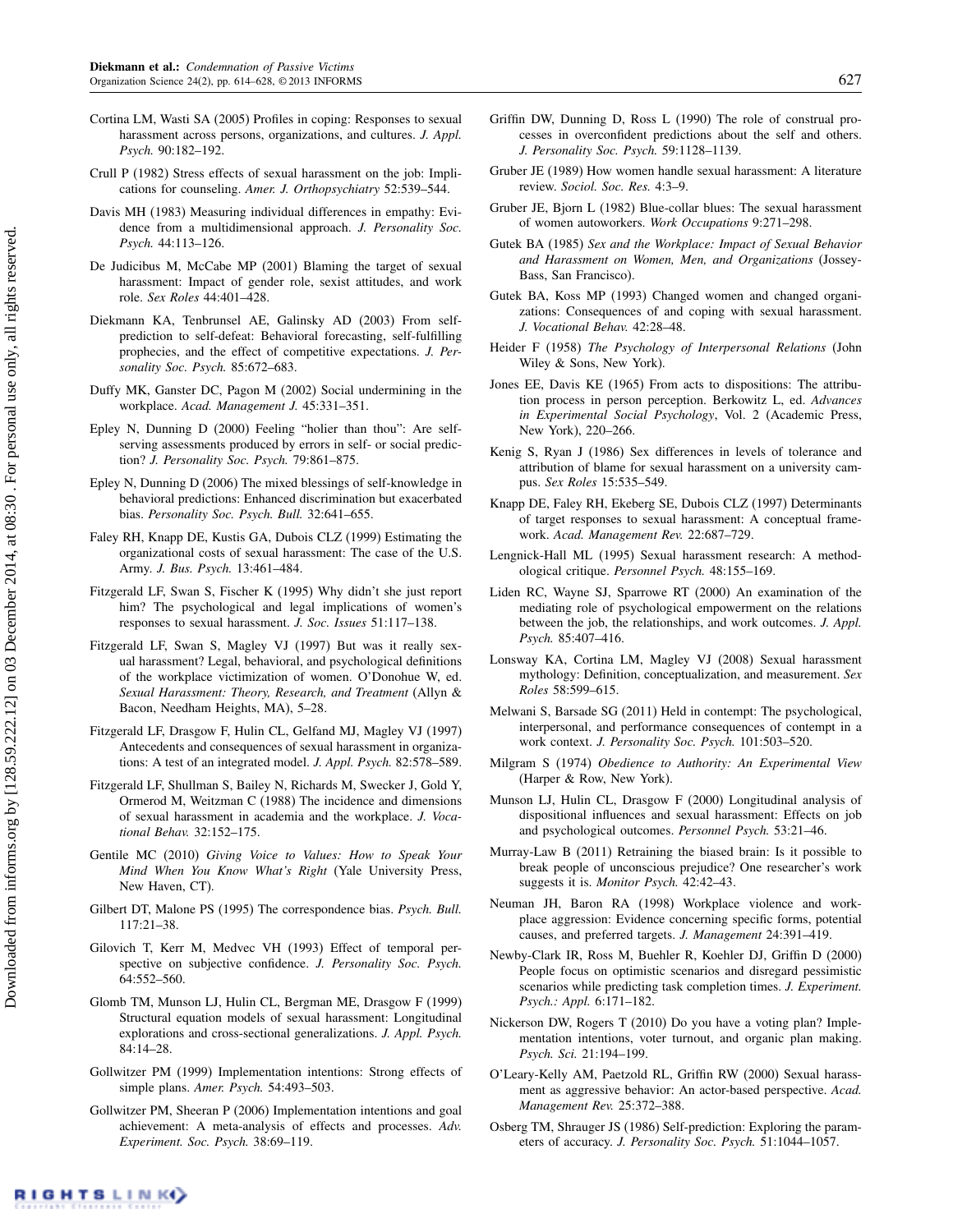Cortina LM, Wasti SA (2005) Profiles in coping: Responses to sexual harassment across persons, organizations, and cultures. *J. Appl. Psych.* 90:182–192.

Crull P (1982) Stress effects of sexual harassment on the job: Implications for counseling. *Amer. J. Orthopsychiatry* 52:539–544.

Davis MH (1983) Measuring individual differences in empathy: Evidence from a multidimensional approach. *J. Personality Soc. Psych.* 44:113–126.

De Judicibus M, McCabe MP (2001) Blaming the target of sexual harassment: Impact of gender role, sexist attitudes, and work role. *Sex Roles* 44:401–428.

Diekmann KA, Tenbrunsel AE, Galinsky AD (2003) From self-prediction to self-defeat: Behavioral forecasting, self-fulfilling prophecies, and the effect of competitive expectations. *J. Personality Soc. Psych.* 85:672–683.

Duffy MK, Ganster DC, Pagon M (2002) Social undermining in the workplace. *Acad. Management J.* 45:331–351.

Epley N, Dunning D (2000) Feeling "holier than thou": Are self-serving assessments produced by errors in self- or social prediction? *J. Personality Soc. Psych.* 79:861–875.

Epley N, Dunning D (2006) The mixed blessings of self-knowledge in behavioral predictions: Enhanced discrimination but exacerbated bias. *Personality Soc. Psych. Bull.* 32:641–655.

Faley RH, Knapp DE, Kustis GA, Dubois CLZ (1999) Estimating the organizational costs of sexual harassment: The case of the U.S. Army. *J. Bus. Psych.* 13:461–484.

Fitzgerald LF, Swan S, Fischer K (1995) Why didn't she just report him? The psychological and legal implications of women's responses to sexual harassment. *J. Soc. Issues* 51:117–138.

Fitzgerald LF, Swan S, Magley VJ (1997) But was it really sexual harassment? Legal, behavioral, and psychological definitions of the workplace victimization of women. O'Donohue W, ed. *Sexual Harassment: Theory, Research, and Treatment* (Allyn & Bacon, Needham Heights, MA), 5–28.

Fitzgerald LF, Drasgow F, Hulin CL, Gelfand MJ, Magley VJ (1997) Antecedents and consequences of sexual harassment in organizations: A test of an integrated model. *J. Appl. Psych.* 82:578–589.

Fitzgerald LF, Shullman S, Bailey N, Richards M, Swecker J, Gold Y, Ormerod M, Weitzman C (1988) The incidence and dimensions of sexual harassment in academia and the workplace. *J. Vocational Behav.* 32:152–175.

Gentile MC (2010) *Giving Voice to Values: How to Speak Your Mind When You Know What's Right* (Yale University Press, New Haven, CT).

Gilbert DT, Malone PS (1995) The correspondence bias. *Psych. Bull.* 117:21–38.

Gilovich T, Kerr M, Medvec VH (1993) Effect of temporal perspective on subjective confidence. *J. Personality Soc. Psych.* 64:552–560.

Glomb TM, Munson LJ, Hulin CL, Bergman ME, Drasgow F (1999) Structural equation models of sexual harassment: Longitudinal explorations and cross-sectional generalizations. *J. Appl. Psych.* 84:14–28.

Gollwitzer PM (1999) Implementation intentions: Strong effects of simple plans. *Amer. Psych.* 54:493–503.

Gollwitzer PM, Sheeran P (2006) Implementation intentions and goal achievement: A meta-analysis of effects and processes. *Adv. Experiment. Soc. Psych.* 38:69–119.

Griffin DW, Dunning D, Ross L (1990) The role of construal processes in overconfident predictions about the self and others. *J. Personality Soc. Psych.* 59:1128–1139.

Gruber JE (1989) How women handle sexual harassment: A literature review. *Sociol. Soc. Res.* 4:3–9.

Gruber JE, Bjorn L (1982) Blue-collar blues: The sexual harassment of women autoworkers. *Work Occupations* 9:271–298.

Gutek BA (1985) *Sex and the Workplace: Impact of Sexual Behavior and Harassment on Women, Men, and Organizations* (Jossey-Bass, San Francisco).

Gutek BA, Koss MP (1993) Changed women and changed organizations: Consequences of and coping with sexual harassment. *J. Vocational Behav.* 42:28–48.

Heider F (1958) *The Psychology of Interpersonal Relations* (John Wiley & Sons, New York).

Jones EE, Davis KE (1965) From acts to dispositions: The attribution process in person perception. Berkowitz L, ed. *Advances in Experimental Social Psychology*, Vol. 2 (Academic Press, New York), 220–266.

Kenig S, Ryan J (1986) Sex differences in levels of tolerance and attribution of blame for sexual harassment on a university campus. *Sex Roles* 15:535–549.

Knapp DE, Faley RH, Ekeberg SE, Dubois CLZ (1997) Determinants of target responses to sexual harassment: A conceptual framework. *Acad. Management Rev.* 22:687–729.

Lengnick-Hall ML (1995) Sexual harassment research: A methodological critique. *Personnel Psych.* 48:155–169.

Liden RC, Wayne SJ, Sparrowe RT (2000) An examination of the mediating role of psychological empowerment on the relations between the job, the relationships, and work outcomes. *J. Appl. Psych.* 85:407–416.

Lonsway KA, Cortina LM, Magley VJ (2008) Sexual harassment mythology: Definition, conceptualization, and measurement. *Sex Roles* 58:599–615.

Melwani S, Barsade SG (2011) Held in contempt: The psychological, interpersonal, and performance consequences of contempt in a work context. *J. Personality Soc. Psych.* 101:503–520.

Milgram S (1974) *Obedience to Authority: An Experimental View* (Harper & Row, New York).

Munson LJ, Hulin CL, Dragsow F (2000) Longitudinal analysis of dispositional influences and sexual harassment: Effects on job and psychological outcomes. *Personnel Psych.* 53:21–46.

Murray-Law B (2011) Retraining the biased brain: Is it possible to break people of unconscious prejudice? One researcher's work suggests it is. *Monitor Psych.* 42:42–43.

Neuman JH, Baron RA (1998) Workplace violence and workplace aggression: Evidence concerning specific forms, potential causes, and preferred targets. *J. Management* 24:391–419.

Newby-Clark IR, Ross M, Buehler R, Koehler DJ, Griffin D (2000) People focus on optimistic scenarios and disregard pessimistic scenarios while predicting task completion times. *J. Experiment. Psych.: Appl.* 6:171–182.

Nickerson DW, Rogers T (2010) Do you have a voting plan? Implementation intentions, voter turnout, and organic plan making. *Psych. Sci.* 21:194–199.

O'Leary-Kelly AM, Paetzold RL, Griffin RW (2000) Sexual harassment as aggressive behavior: An actor-based perspective. *Acad. Management Rev.* 25:372–388.

Osberg TM, Shrauger JS (1986) Self-prediction: Exploring the parameters of accuracy. *J. Personality Soc. Psych.* 51:1044–1057.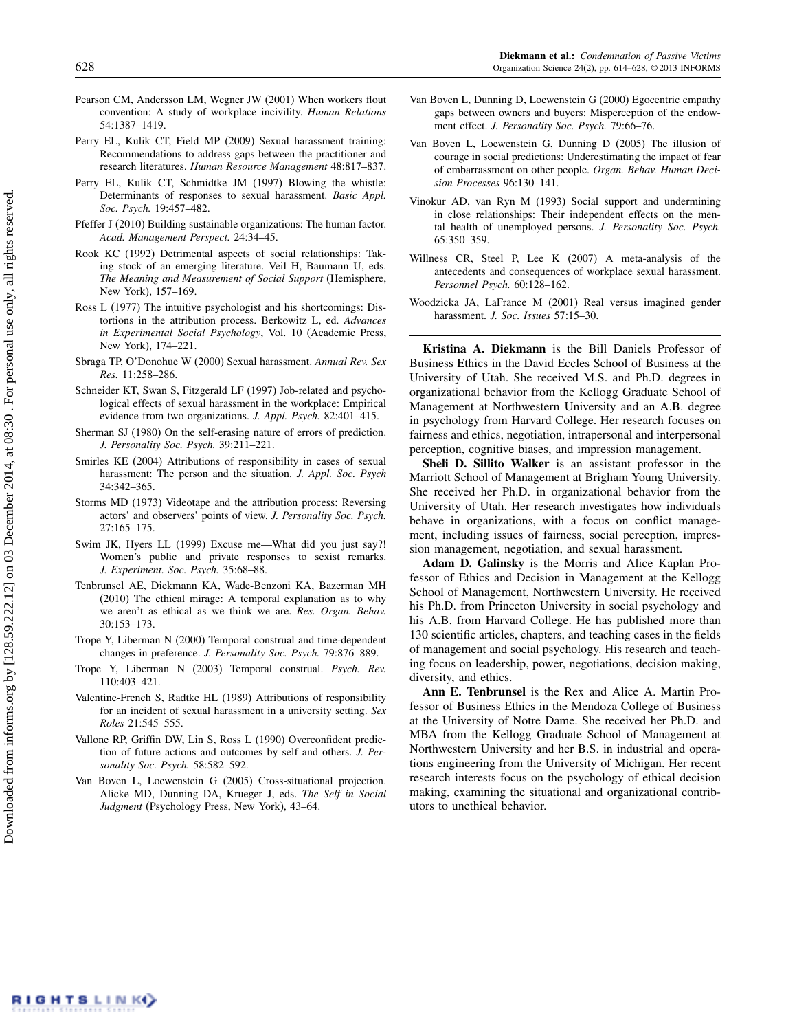Pearson CM, Andersson LM, Wegner JW (2001) When workers flout convention: A study of workplace incivility. *Human Relations* 54:1387–1419.

Perry EL, Kulik CT, Field MP (2009) Sexual harassment training: Recommendations to address gaps between the practitioner and research literatures. *Human Resource Management* 48:817–837.

Perry EL, Kulik CT, Schmidtke JM (1997) Blowing the whistle: Determinants of responses to sexual harassment. *Basic Appl. Soc. Psych.* 19:457–482.

Pfeffer J (2010) Building sustainable organizations: The human factor. *Acad. Management Perspect.* 24:34–45.

Rook KC (1992) Detrimental aspects of social relationships: Taking stock of an emerging literature. Veil H, Baumann U, eds. *The Meaning and Measurement of Social Support* (Hemisphere, New York), 157–169.

Ross L (1977) The intuitive psychologist and his shortcomings: Distortions in the attribution process. Berkowitz L, ed. *Advances in Experimental Social Psychology*, Vol. 10 (Academic Press, New York), 174–221.

Sbraga TP, O'Donohue W (2000) Sexual harassment. *Annual Rev. Sex Res.* 11:258–286.

Schneider KT, Swan S, Fitzgerald LF (1997) Job-related and psychological effects of sexual harassment in the workplace: Empirical evidence from two organizations. *J. Appl. Psych.* 82:401–415.

Sherman SJ (1980) On the self-erasing nature of errors of prediction. *J. Personality Soc. Psych.* 39:211–221.

Smirles KE (2004) Attributions of responsibility in cases of sexual harassment: The person and the situation. *J. Appl. Soc. Psych* 34:342–365.

Storms MD (1973) Videotape and the attribution process: Reversing actors' and observers' points of view. *J. Personality Soc. Psych.* 27:165–175.

Swim JK, Hyers LL (1999) Excuse me—What did you just say?! Women's public and private responses to sexist remarks. *J. Experiment. Soc. Psych.* 35:68–88.

Tenbrunsel AE, Diekmann KA, Wade-Benzoni KA, Bazerman MH (2010) The ethical mirage: A temporal explanation as to why we aren't as ethical as we think we are. *Res. Organ. Behav.* 30:153–173.

Trope Y, Liberman N (2000) Temporal construal and time-dependent changes in preference. *J. Personality Soc. Psych.* 79:876–889.

Trope Y, Liberman N (2003) Temporal construal. *Psych. Rev.* 110:403–421.

Valentine-French S, Radtke HL (1989) Attributions of responsibility for an incident of sexual harassment in a university setting. *Sex Roles* 21:545–555.

Vallone RP, Griffin DW, Lin S, Ross L (1990) Overconfident prediction of future actions and outcomes by self and others. *J. Personality Soc. Psych.* 58:582–592.

Van Boven L, Loewenstein G (2005) Cross-situational projection. Alicke MD, Dunning DA, Krueger J, eds. *The Self in Social Judgment* (Psychology Press, New York), 43–64.

Van Boven L, Dunning D, Loewenstein G (2000) Egocentric empathy gaps between owners and buyers: Misperception of the endowment effect. *J. Personality Soc. Psych.* 79:66–76.

Van Boven L, Loewenstein G, Dunning D (2005) The illusion of courage in social predictions: Underestimating the impact of fear of embarrassment on other people. *Organ. Behav. Human Decision Processes* 96:130–141.

Vinokur AD, van Ryn M (1993) Social support and undermining in close relationships: Their independent effects on the mental health of unemployed persons. *J. Personality Soc. Psych.* 65:350–359.

Willness CR, Steel P, Lee K (2007) A meta-analysis of the antecedents and consequences of workplace sexual harassment. *Personnel Psych.* 60:128–162.

Woodzicka JA, LaFrance M (2001) Real versus imagined gender harassment. *J. Soc. Issues* 57:15–30.

---

**Kristina A. Diekmann** is the Bill Daniels Professor of Business Ethics in the David Eccles School of Business at the University of Utah. She received M.S. and Ph.D. degrees in organizational behavior from the Kellogg Graduate School of Management at Northwestern University and an A.B. degree in psychology from Harvard College. Her research focuses on fairness and ethics, negotiation, intrapersonal and interpersonal perception, cognitive biases, and impression management.

**Sheli D. Sillito Walker** is an assistant professor in the Marriott School of Management at Brigham Young University. She received her Ph.D. in organizational behavior from the University of Utah. Her research investigates how individuals behave in organizations, with a focus on conflict management, including issues of fairness, social perception, impression management, negotiation, and sexual harassment.

**Adam D. Galinsky** is the Morris and Alice Kaplan Professor of Ethics and Decision in Management at the Kellogg School of Management, Northwestern University. He received his Ph.D. from Princeton University in social psychology and his A.B. from Harvard College. He has published more than 130 scientific articles, chapters, and teaching cases in the fields of management and social psychology. His research and teaching focus on leadership, power, negotiations, decision making, diversity, and ethics.

**Ann E. Tenbrunsel** is the Rex and Alice A. Martin Professor of Business Ethics in the Mendoza College of Business at the University of Notre Dame. She received her Ph.D. and MBA from the Kellogg Graduate School of Management at Northwestern University and her B.S. in industrial and operations engineering from the University of Michigan. Her recent research interests focus on the psychology of ethical decision making, examining the situational and organizational contributors to unethical behavior.